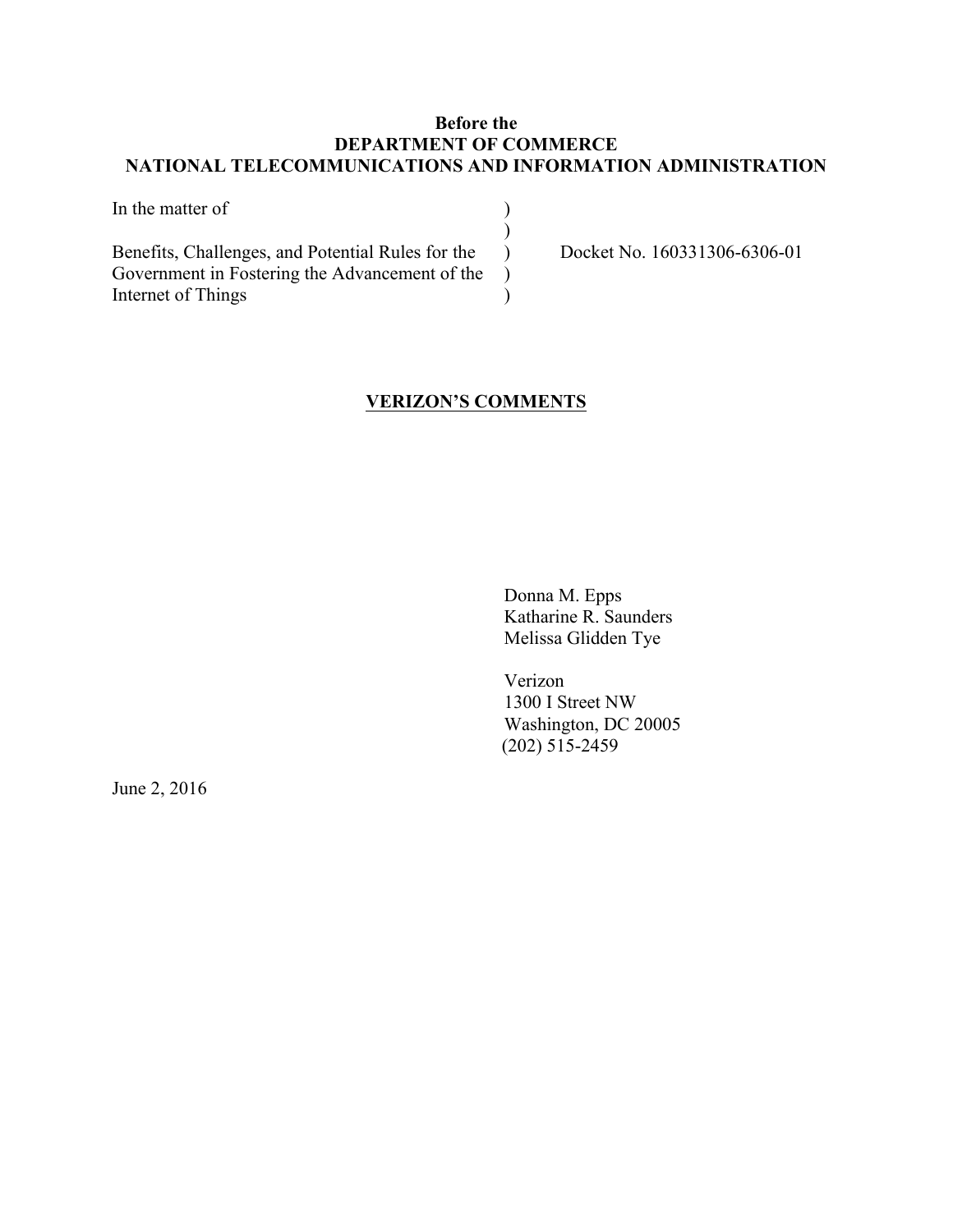**Before the**
**DEPARTMENT OF COMMERCE**
**NATIONAL TELECOMMUNICATIONS AND INFORMATION ADMINISTRATION**

| | | |
|---|---|---|
| In the matter of | ) | |
| | ) | |
| Benefits, Challenges, and Potential Rules for the | ) | Docket No. 160331306-6306-01 |
| Government in Fostering the Advancement of the | ) | |
| Internet of Things | ) | |

## VERIZON'S COMMENTS

Donna M. Epps
Katharine R. Saunders
Melissa Glidden Tye

Verizon
1300 I Street NW
Washington, DC 20005
(202) 515-2459

June 2, 2016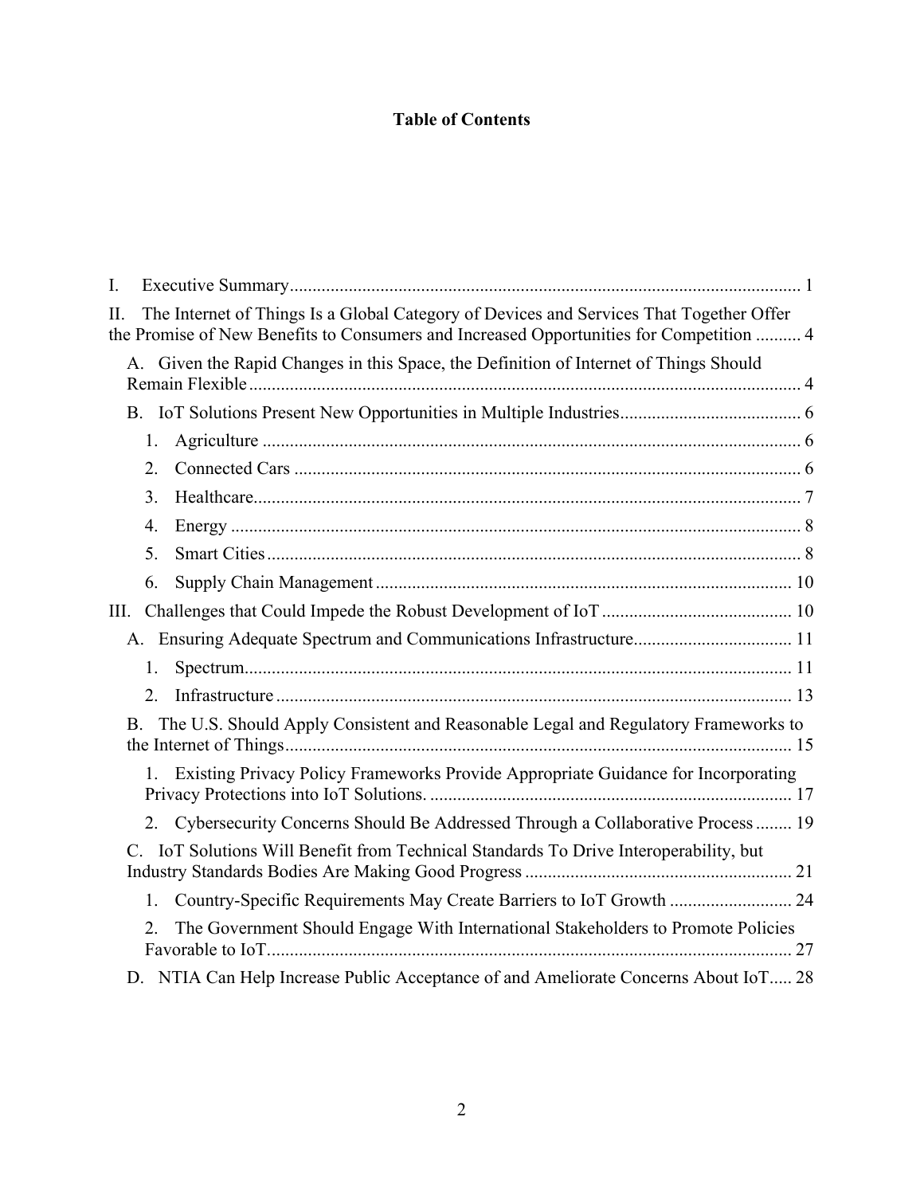**Table of Contents**

I. Executive Summary ........................................................................................................ 1

II. The Internet of Things Is a Global Category of Devices and Services That Together Offer the Promise of New Benefits to Consumers and Increased Opportunities for Competition .......... 4

- A. Given the Rapid Changes in this Space, the Definition of Internet of Things Should Remain Flexible ........................................................................................................ 4
- B. IoT Solutions Present New Opportunities in Multiple Industries ........................................ 6
  1. Agriculture ........................................................................................................ 6
  2. Connected Cars ........................................................................................................ 6
  3. Healthcare ........................................................................................................ 7
  4. Energy ........................................................................................................ 8
  5. Smart Cities ........................................................................................................ 8
  6. Supply Chain Management ........................................................................................................ 10

III. Challenges that Could Impede the Robust Development of IoT .......................................... 10

- A. Ensuring Adequate Spectrum and Communications Infrastructure ................................... 11
  1. Spectrum ........................................................................................................ 11
  2. Infrastructure ........................................................................................................ 13
- B. The U.S. Should Apply Consistent and Reasonable Legal and Regulatory Frameworks to the Internet of Things ........................................................................................................ 15
  1. Existing Privacy Policy Frameworks Provide Appropriate Guidance for Incorporating Privacy Protections into IoT Solutions. ........................................................................................................ 17
  2. Cybersecurity Concerns Should Be Addressed Through a Collaborative Process ........ 19
- C. IoT Solutions Will Benefit from Technical Standards To Drive Interoperability, but Industry Standards Bodies Are Making Good Progress ........................................................................................................ 21
  1. Country-Specific Requirements May Create Barriers to IoT Growth ........................... 24
  2. The Government Should Engage With International Stakeholders to Promote Policies Favorable to IoT ........................................................................................................ 27
- D. NTIA Can Help Increase Public Acceptance of and Ameliorate Concerns About IoT ..... 28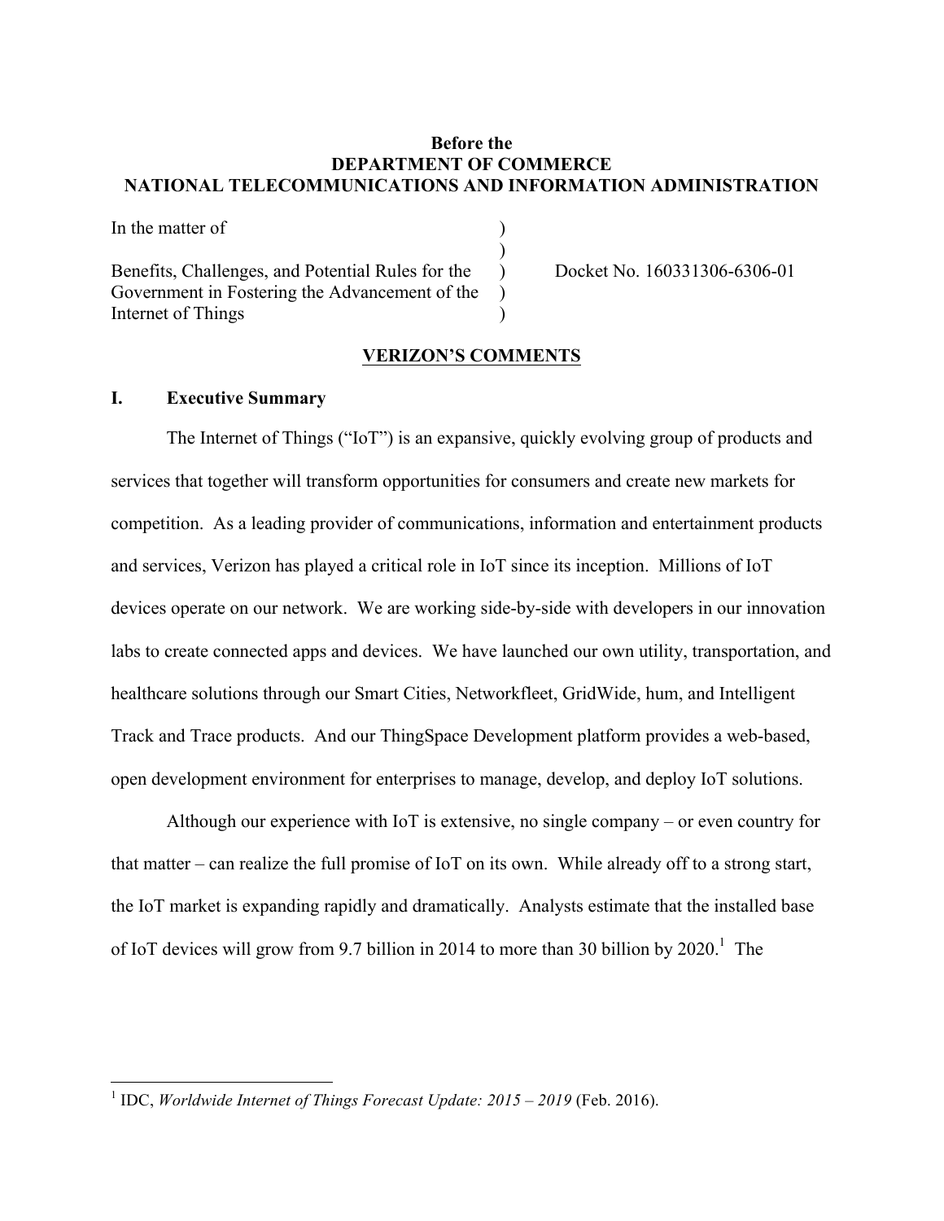**Before the**
**DEPARTMENT OF COMMERCE**
**NATIONAL TELECOMMUNICATIONS AND INFORMATION ADMINISTRATION**

| | | |
|---|---|---|
| In the matter of | ) | |
| | ) | |
| Benefits, Challenges, and Potential Rules for the Government in Fostering the Advancement of the Internet of Things | ) | Docket No. 160331306-6306-01 |
| | ) | |
| | ) | |

**VERIZON'S COMMENTS**

## I. Executive Summary

The Internet of Things ("IoT") is an expansive, quickly evolving group of products and services that together will transform opportunities for consumers and create new markets for competition. As a leading provider of communications, information and entertainment products and services, Verizon has played a critical role in IoT since its inception. Millions of IoT devices operate on our network. We are working side-by-side with developers in our innovation labs to create connected apps and devices. We have launched our own utility, transportation, and healthcare solutions through our Smart Cities, Networkfleet, GridWide, hum, and Intelligent Track and Trace products. And our ThingSpace Development platform provides a web-based, open development environment for enterprises to manage, develop, and deploy IoT solutions.

Although our experience with IoT is extensive, no single company – or even country for that matter – can realize the full promise of IoT on its own. While already off to a strong start, the IoT market is expanding rapidly and dramatically. Analysts estimate that the installed base of IoT devices will grow from 9.7 billion in 2014 to more than 30 billion by 2020.[1] The

[1] IDC, *Worldwide Internet of Things Forecast Update: 2015 – 2019* (Feb. 2016).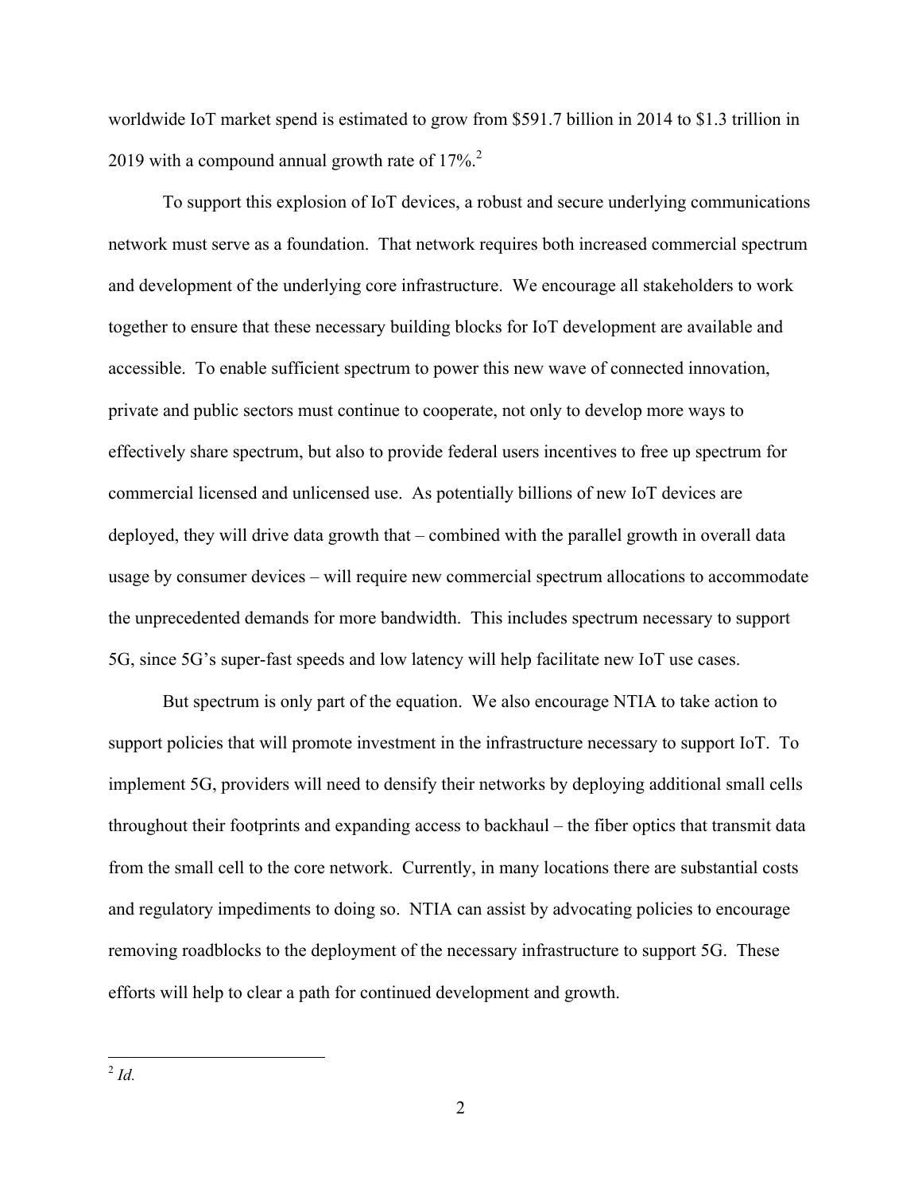worldwide IoT market spend is estimated to grow from $591.7 billion in 2014 to $1.3 trillion in 2019 with a compound annual growth rate of 17%.[2]

To support this explosion of IoT devices, a robust and secure underlying communications network must serve as a foundation. That network requires both increased commercial spectrum and development of the underlying core infrastructure. We encourage all stakeholders to work together to ensure that these necessary building blocks for IoT development are available and accessible. To enable sufficient spectrum to power this new wave of connected innovation, private and public sectors must continue to cooperate, not only to develop more ways to effectively share spectrum, but also to provide federal users incentives to free up spectrum for commercial licensed and unlicensed use. As potentially billions of new IoT devices are deployed, they will drive data growth that – combined with the parallel growth in overall data usage by consumer devices – will require new commercial spectrum allocations to accommodate the unprecedented demands for more bandwidth. This includes spectrum necessary to support 5G, since 5G's super-fast speeds and low latency will help facilitate new IoT use cases.

But spectrum is only part of the equation. We also encourage NTIA to take action to support policies that will promote investment in the infrastructure necessary to support IoT. To implement 5G, providers will need to densify their networks by deploying additional small cells throughout their footprints and expanding access to backhaul – the fiber optics that transmit data from the small cell to the core network. Currently, in many locations there are substantial costs and regulatory impediments to doing so. NTIA can assist by advocating policies to encourage removing roadblocks to the deployment of the necessary infrastructure to support 5G. These efforts will help to clear a path for continued development and growth.

---

[2] *Id.*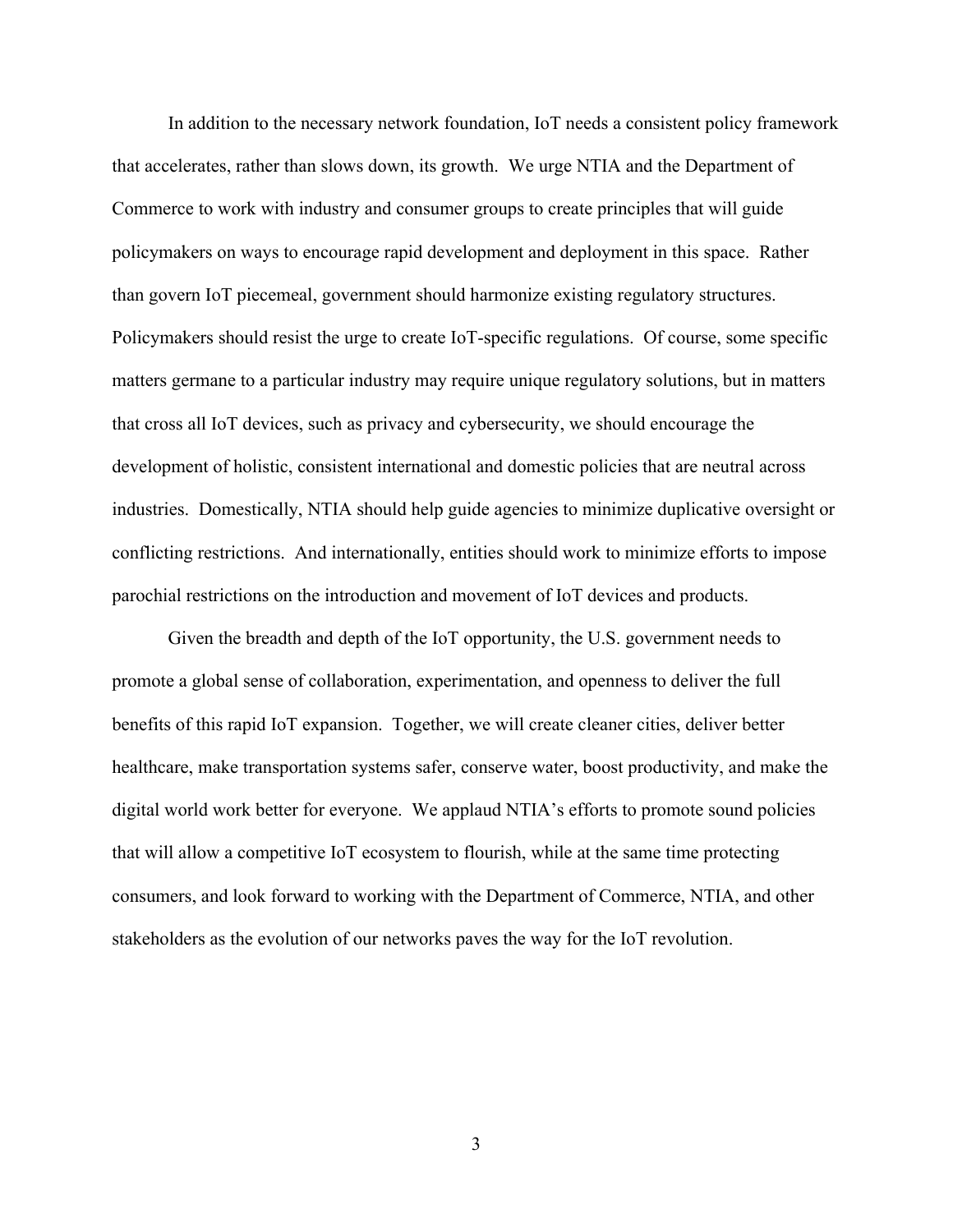In addition to the necessary network foundation, IoT needs a consistent policy framework that accelerates, rather than slows down, its growth. We urge NTIA and the Department of Commerce to work with industry and consumer groups to create principles that will guide policymakers on ways to encourage rapid development and deployment in this space. Rather than govern IoT piecemeal, government should harmonize existing regulatory structures. Policymakers should resist the urge to create IoT-specific regulations. Of course, some specific matters germane to a particular industry may require unique regulatory solutions, but in matters that cross all IoT devices, such as privacy and cybersecurity, we should encourage the development of holistic, consistent international and domestic policies that are neutral across industries. Domestically, NTIA should help guide agencies to minimize duplicative oversight or conflicting restrictions. And internationally, entities should work to minimize efforts to impose parochial restrictions on the introduction and movement of IoT devices and products.

Given the breadth and depth of the IoT opportunity, the U.S. government needs to promote a global sense of collaboration, experimentation, and openness to deliver the full benefits of this rapid IoT expansion. Together, we will create cleaner cities, deliver better healthcare, make transportation systems safer, conserve water, boost productivity, and make the digital world work better for everyone. We applaud NTIA's efforts to promote sound policies that will allow a competitive IoT ecosystem to flourish, while at the same time protecting consumers, and look forward to working with the Department of Commerce, NTIA, and other stakeholders as the evolution of our networks paves the way for the IoT revolution.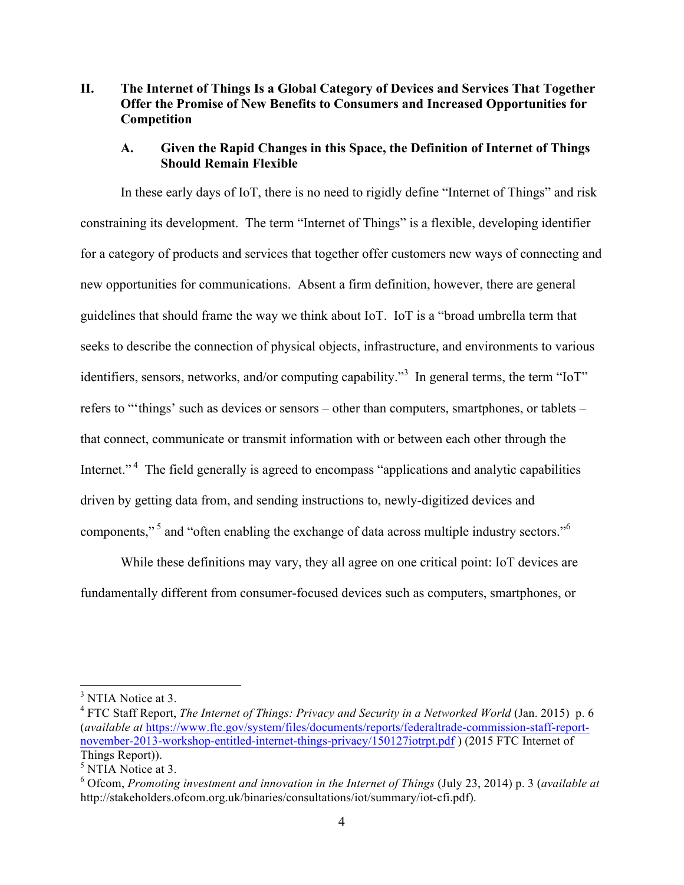## II. The Internet of Things Is a Global Category of Devices and Services That Together Offer the Promise of New Benefits to Consumers and Increased Opportunities for Competition

### A. Given the Rapid Changes in this Space, the Definition of Internet of Things Should Remain Flexible

In these early days of IoT, there is no need to rigidly define "Internet of Things" and risk constraining its development. The term "Internet of Things" is a flexible, developing identifier for a category of products and services that together offer customers new ways of connecting and new opportunities for communications. Absent a firm definition, however, there are general guidelines that should frame the way we think about IoT. IoT is a "broad umbrella term that seeks to describe the connection of physical objects, infrastructure, and environments to various identifiers, sensors, networks, and/or computing capability."[3] In general terms, the term "IoT" refers to "'things' such as devices or sensors – other than computers, smartphones, or tablets – that connect, communicate or transmit information with or between each other through the Internet."[4] The field generally is agreed to encompass "applications and analytic capabilities driven by getting data from, and sending instructions to, newly-digitized devices and components,"[5] and "often enabling the exchange of data across multiple industry sectors."[6]

While these definitions may vary, they all agree on one critical point: IoT devices are fundamentally different from consumer-focused devices such as computers, smartphones, or

---

[3] NTIA Notice at 3.

[4] FTC Staff Report, *The Internet of Things: Privacy and Security in a Networked World* (Jan. 2015) p. 6 (*available at* https://www.ftc.gov/system/files/documents/reports/federaltrade-commission-staff-report-november-2013-workshop-entitled-internet-things-privacy/150127iotrpt.pdf ) (2015 FTC Internet of Things Report)).

[5] NTIA Notice at 3.

[6] Ofcom, *Promoting investment and innovation in the Internet of Things* (July 23, 2014) p. 3 (*available at* http://stakeholders.ofcom.org.uk/binaries/consultations/iot/summary/iot-cfi.pdf).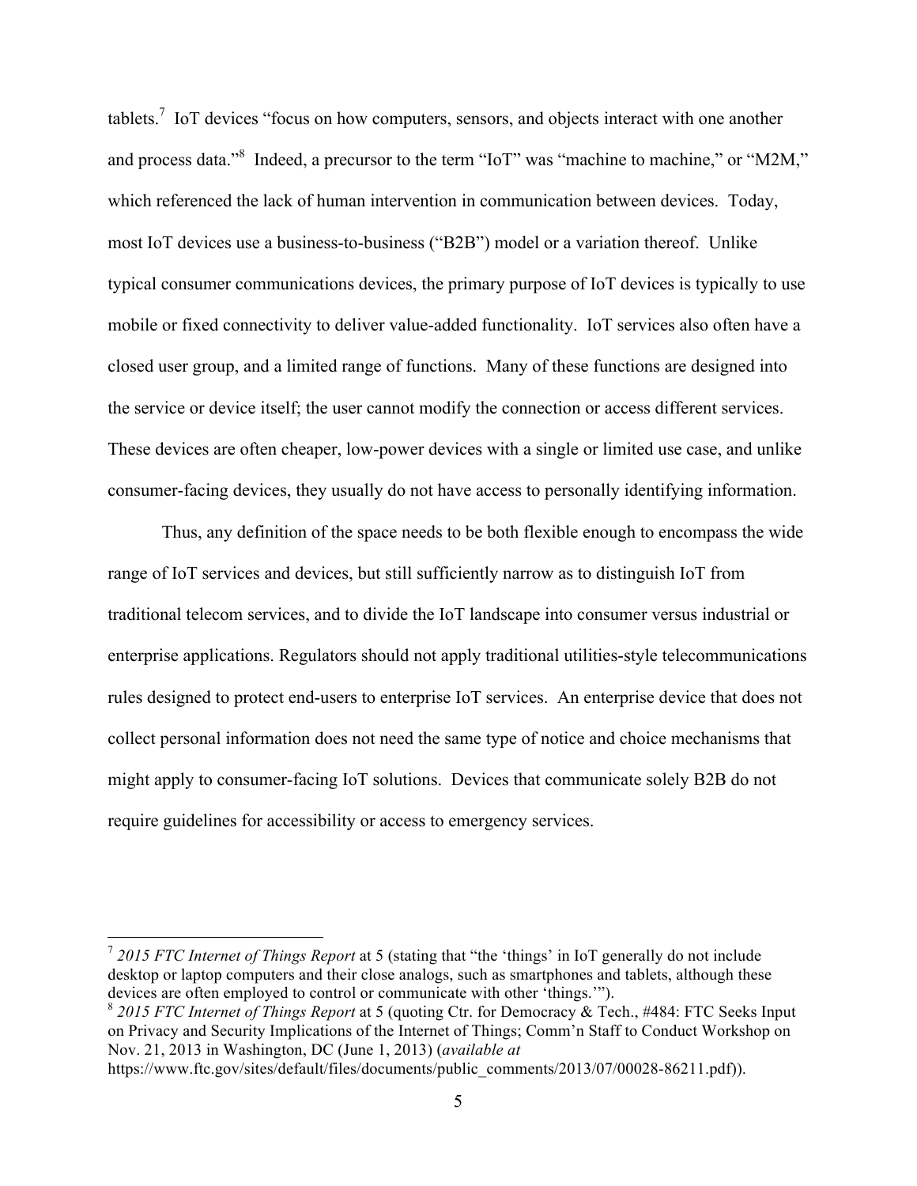tablets.[7] IoT devices "focus on how computers, sensors, and objects interact with one another and process data."[8] Indeed, a precursor to the term "IoT" was "machine to machine," or "M2M," which referenced the lack of human intervention in communication between devices. Today, most IoT devices use a business-to-business ("B2B") model or a variation thereof. Unlike typical consumer communications devices, the primary purpose of IoT devices is typically to use mobile or fixed connectivity to deliver value-added functionality. IoT services also often have a closed user group, and a limited range of functions. Many of these functions are designed into the service or device itself; the user cannot modify the connection or access different services. These devices are often cheaper, low-power devices with a single or limited use case, and unlike consumer-facing devices, they usually do not have access to personally identifying information.

Thus, any definition of the space needs to be both flexible enough to encompass the wide range of IoT services and devices, but still sufficiently narrow as to distinguish IoT from traditional telecom services, and to divide the IoT landscape into consumer versus industrial or enterprise applications. Regulators should not apply traditional utilities-style telecommunications rules designed to protect end-users to enterprise IoT services. An enterprise device that does not collect personal information does not need the same type of notice and choice mechanisms that might apply to consumer-facing IoT solutions. Devices that communicate solely B2B do not require guidelines for accessibility or access to emergency services.

---

[7] *2015 FTC Internet of Things Report* at 5 (stating that "the 'things' in IoT generally do not include desktop or laptop computers and their close analogs, such as smartphones and tablets, although these devices are often employed to control or communicate with other 'things.'").

[8] *2015 FTC Internet of Things Report* at 5 (quoting Ctr. for Democracy & Tech., #484: FTC Seeks Input on Privacy and Security Implications of the Internet of Things; Comm'n Staff to Conduct Workshop on Nov. 21, 2013 in Washington, DC (June 1, 2013) (*available at* https://www.ftc.gov/sites/default/files/documents/public_comments/2013/07/00028-86211.pdf)).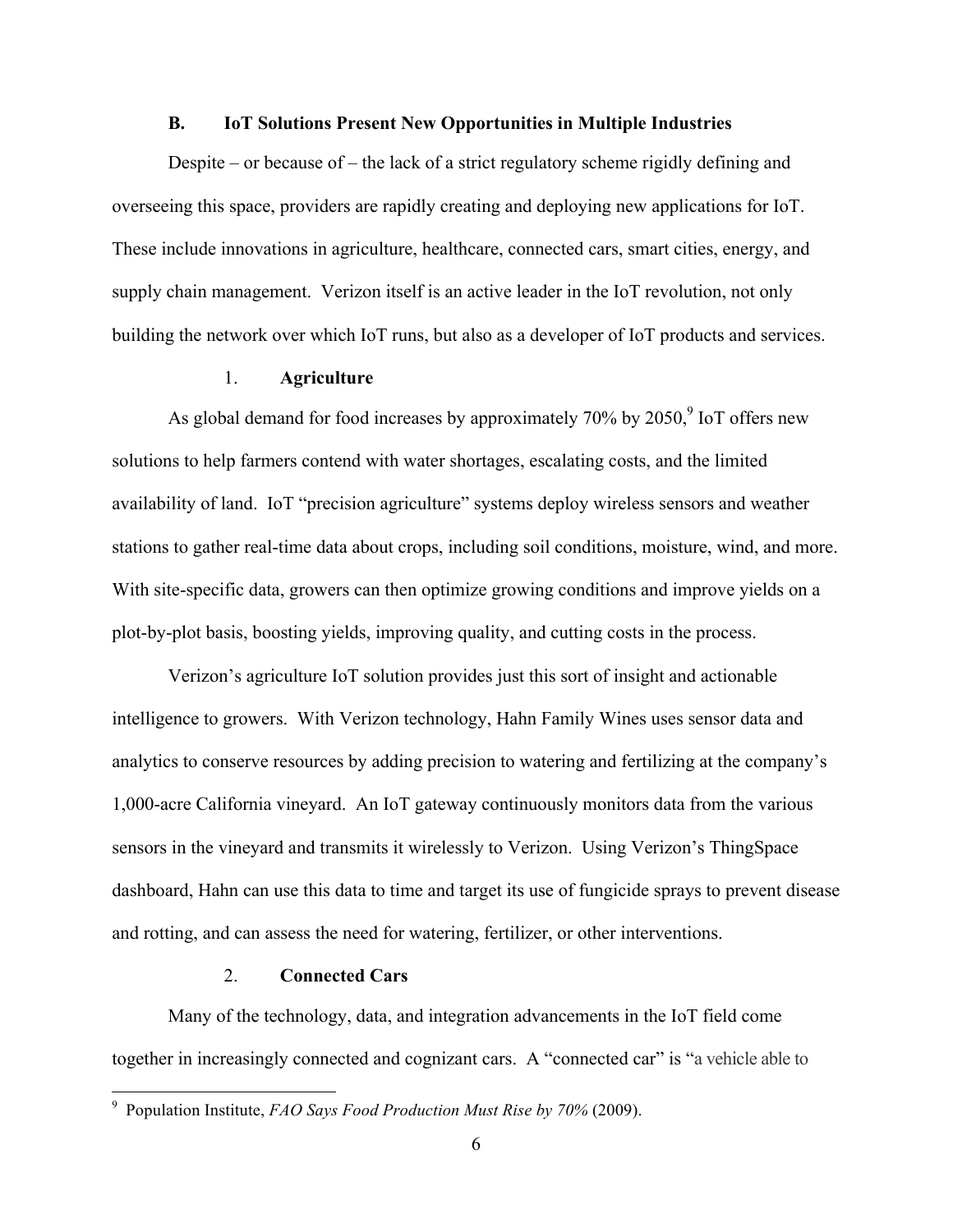### B. IoT Solutions Present New Opportunities in Multiple Industries

Despite – or because of – the lack of a strict regulatory scheme rigidly defining and overseeing this space, providers are rapidly creating and deploying new applications for IoT. These include innovations in agriculture, healthcare, connected cars, smart cities, energy, and supply chain management. Verizon itself is an active leader in the IoT revolution, not only building the network over which IoT runs, but also as a developer of IoT products and services.

#### 1. Agriculture

As global demand for food increases by approximately 70% by 2050,[9] IoT offers new solutions to help farmers contend with water shortages, escalating costs, and the limited availability of land. IoT "precision agriculture" systems deploy wireless sensors and weather stations to gather real-time data about crops, including soil conditions, moisture, wind, and more. With site-specific data, growers can then optimize growing conditions and improve yields on a plot-by-plot basis, boosting yields, improving quality, and cutting costs in the process.

Verizon's agriculture IoT solution provides just this sort of insight and actionable intelligence to growers. With Verizon technology, Hahn Family Wines uses sensor data and analytics to conserve resources by adding precision to watering and fertilizing at the company's 1,000-acre California vineyard. An IoT gateway continuously monitors data from the various sensors in the vineyard and transmits it wirelessly to Verizon. Using Verizon's ThingSpace dashboard, Hahn can use this data to time and target its use of fungicide sprays to prevent disease and rotting, and can assess the need for watering, fertilizer, or other interventions.

#### 2. Connected Cars

Many of the technology, data, and integration advancements in the IoT field come together in increasingly connected and cognizant cars. A "connected car" is "a vehicle able to

---

[9] Population Institute, *FAO Says Food Production Must Rise by 70%* (2009).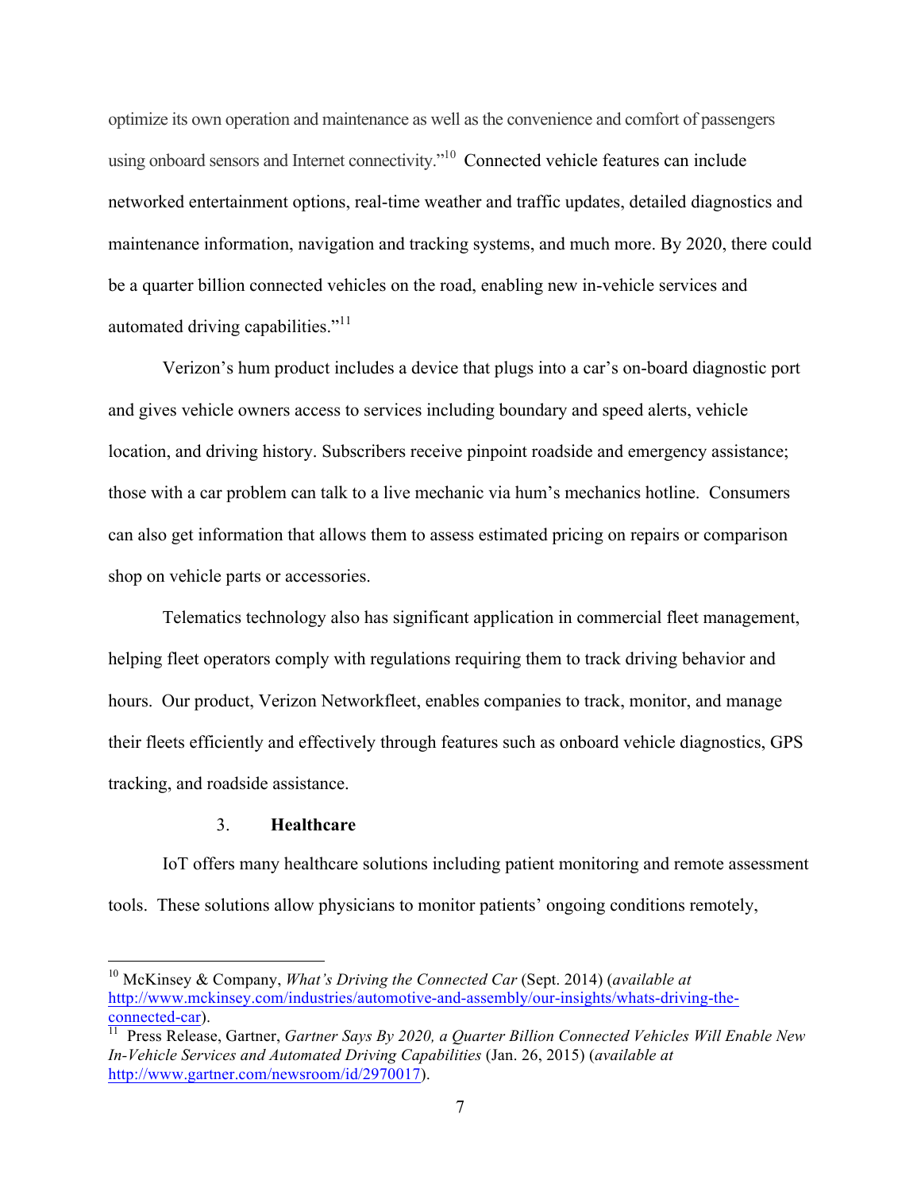optimize its own operation and maintenance as well as the convenience and comfort of passengers using onboard sensors and Internet connectivity."[10] Connected vehicle features can include networked entertainment options, real-time weather and traffic updates, detailed diagnostics and maintenance information, navigation and tracking systems, and much more. By 2020, there could be a quarter billion connected vehicles on the road, enabling new in-vehicle services and automated driving capabilities."[11]

Verizon's hum product includes a device that plugs into a car's on-board diagnostic port and gives vehicle owners access to services including boundary and speed alerts, vehicle location, and driving history. Subscribers receive pinpoint roadside and emergency assistance; those with a car problem can talk to a live mechanic via hum's mechanics hotline. Consumers can also get information that allows them to assess estimated pricing on repairs or comparison shop on vehicle parts or accessories.

Telematics technology also has significant application in commercial fleet management, helping fleet operators comply with regulations requiring them to track driving behavior and hours. Our product, Verizon Networkfleet, enables companies to track, monitor, and manage their fleets efficiently and effectively through features such as onboard vehicle diagnostics, GPS tracking, and roadside assistance.

### 3. **Healthcare**

IoT offers many healthcare solutions including patient monitoring and remote assessment tools. These solutions allow physicians to monitor patients' ongoing conditions remotely,

---

[10] McKinsey & Company, *What's Driving the Connected Car* (Sept. 2014) (*available at* http://www.mckinsey.com/industries/automotive-and-assembly/our-insights/whats-driving-the-connected-car).

[11] Press Release, Gartner, *Gartner Says By 2020, a Quarter Billion Connected Vehicles Will Enable New In-Vehicle Services and Automated Driving Capabilities* (Jan. 26, 2015) (*available at* http://www.gartner.com/newsroom/id/2970017).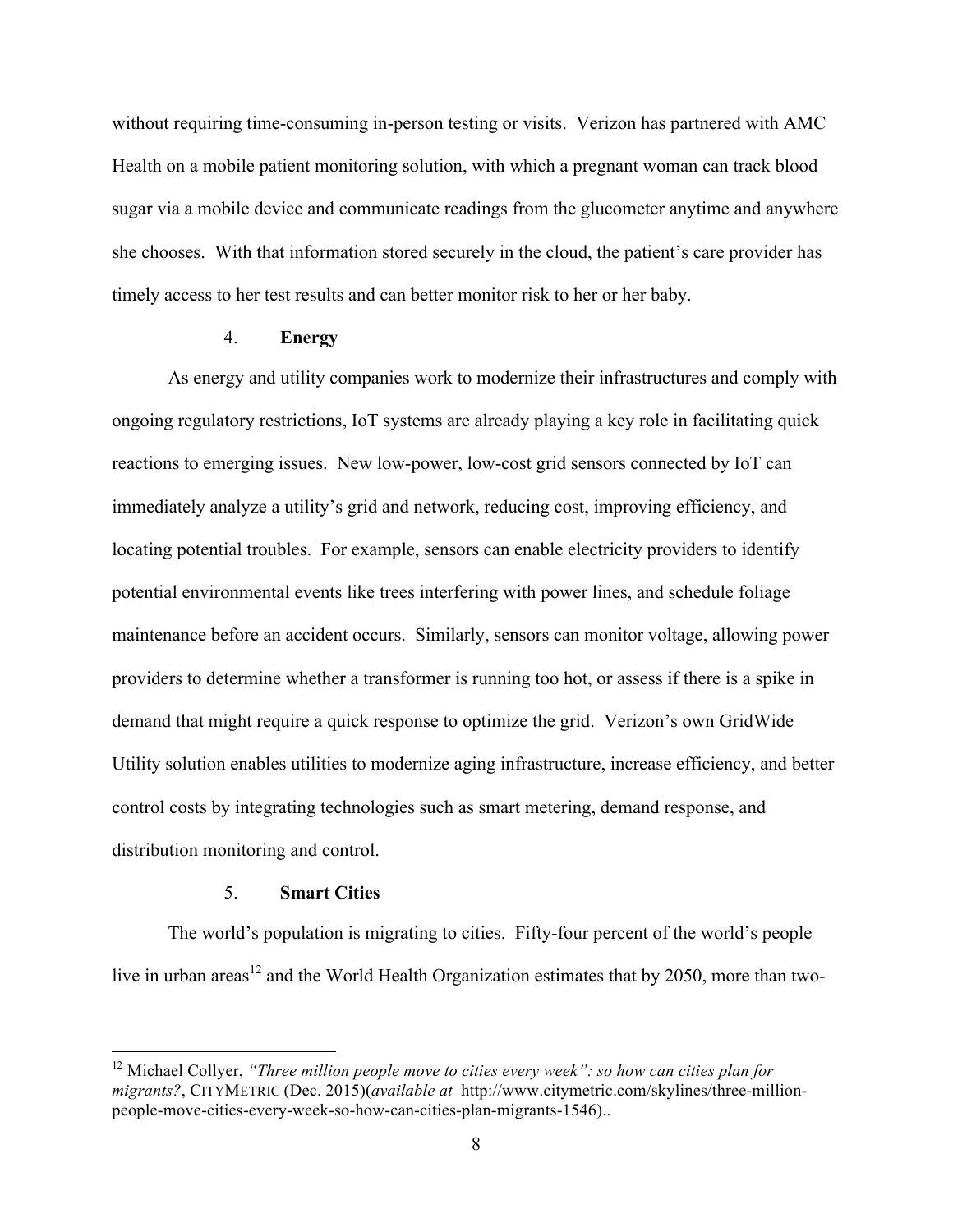without requiring time-consuming in-person testing or visits. Verizon has partnered with AMC Health on a mobile patient monitoring solution, with which a pregnant woman can track blood sugar via a mobile device and communicate readings from the glucometer anytime and anywhere she chooses. With that information stored securely in the cloud, the patient's care provider has timely access to her test results and can better monitor risk to her or her baby.

### 4. **Energy**

As energy and utility companies work to modernize their infrastructures and comply with ongoing regulatory restrictions, IoT systems are already playing a key role in facilitating quick reactions to emerging issues. New low-power, low-cost grid sensors connected by IoT can immediately analyze a utility's grid and network, reducing cost, improving efficiency, and locating potential troubles. For example, sensors can enable electricity providers to identify potential environmental events like trees interfering with power lines, and schedule foliage maintenance before an accident occurs. Similarly, sensors can monitor voltage, allowing power providers to determine whether a transformer is running too hot, or assess if there is a spike in demand that might require a quick response to optimize the grid. Verizon's own GridWide Utility solution enables utilities to modernize aging infrastructure, increase efficiency, and better control costs by integrating technologies such as smart metering, demand response, and distribution monitoring and control.

### 5. **Smart Cities**

The world's population is migrating to cities. Fifty-four percent of the world's people live in urban areas[12] and the World Health Organization estimates that by 2050, more than two-

---

[12] Michael Collyer, *"Three million people move to cities every week": so how can cities plan for migrants?*, CITYMETRIC (Dec. 2015)(*available at* http://www.citymetric.com/skylines/three-million-people-move-cities-every-week-so-how-can-cities-plan-migrants-1546)..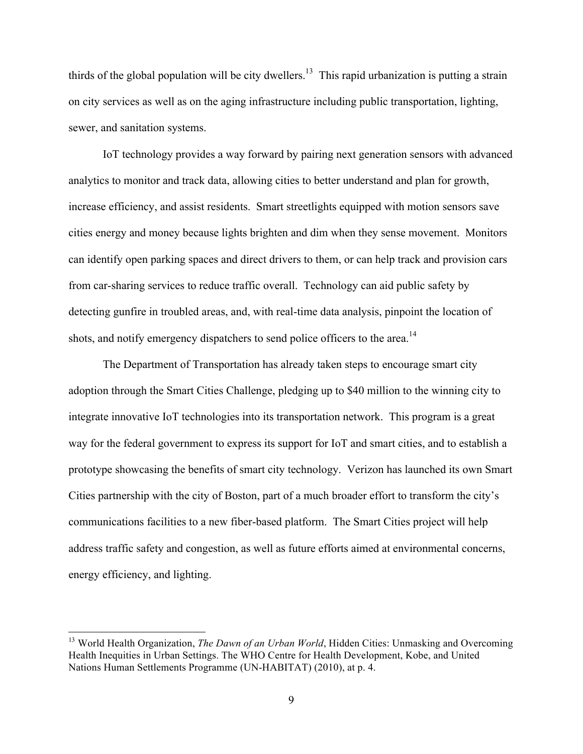thirds of the global population will be city dwellers.[13] This rapid urbanization is putting a strain on city services as well as on the aging infrastructure including public transportation, lighting, sewer, and sanitation systems.

IoT technology provides a way forward by pairing next generation sensors with advanced analytics to monitor and track data, allowing cities to better understand and plan for growth, increase efficiency, and assist residents. Smart streetlights equipped with motion sensors save cities energy and money because lights brighten and dim when they sense movement. Monitors can identify open parking spaces and direct drivers to them, or can help track and provision cars from car-sharing services to reduce traffic overall. Technology can aid public safety by detecting gunfire in troubled areas, and, with real-time data analysis, pinpoint the location of shots, and notify emergency dispatchers to send police officers to the area.[14]

The Department of Transportation has already taken steps to encourage smart city adoption through the Smart Cities Challenge, pledging up to $40 million to the winning city to integrate innovative IoT technologies into its transportation network. This program is a great way for the federal government to express its support for IoT and smart cities, and to establish a prototype showcasing the benefits of smart city technology. Verizon has launched its own Smart Cities partnership with the city of Boston, part of a much broader effort to transform the city's communications facilities to a new fiber-based platform. The Smart Cities project will help address traffic safety and congestion, as well as future efforts aimed at environmental concerns, energy efficiency, and lighting.

---

[13] World Health Organization, *The Dawn of an Urban World*, Hidden Cities: Unmasking and Overcoming Health Inequities in Urban Settings. The WHO Centre for Health Development, Kobe, and United Nations Human Settlements Programme (UN-HABITAT) (2010), at p. 4.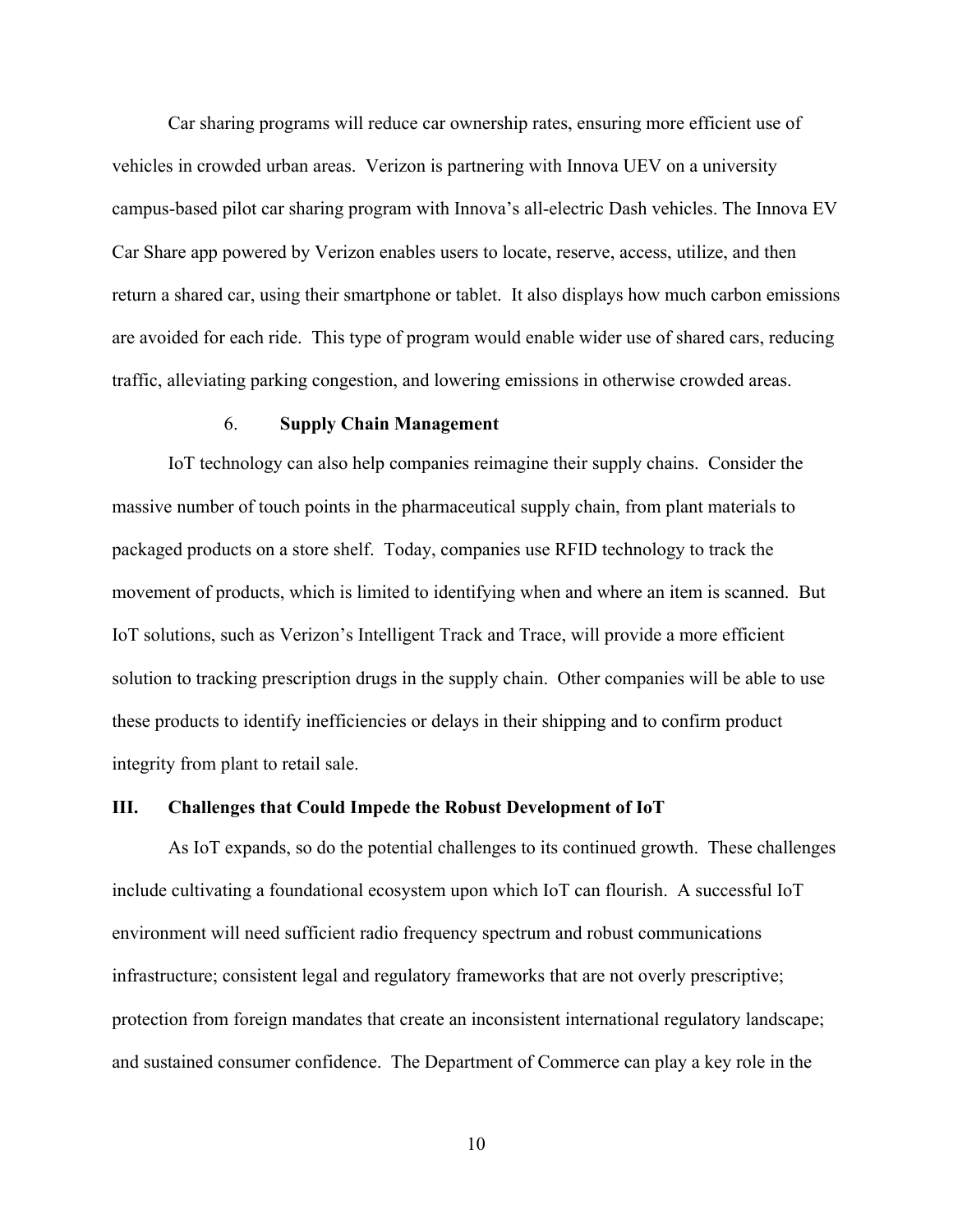Car sharing programs will reduce car ownership rates, ensuring more efficient use of vehicles in crowded urban areas. Verizon is partnering with Innova UEV on a university campus-based pilot car sharing program with Innova's all-electric Dash vehicles. The Innova EV Car Share app powered by Verizon enables users to locate, reserve, access, utilize, and then return a shared car, using their smartphone or tablet. It also displays how much carbon emissions are avoided for each ride. This type of program would enable wider use of shared cars, reducing traffic, alleviating parking congestion, and lowering emissions in otherwise crowded areas.

#### 6. Supply Chain Management

IoT technology can also help companies reimagine their supply chains. Consider the massive number of touch points in the pharmaceutical supply chain, from plant materials to packaged products on a store shelf. Today, companies use RFID technology to track the movement of products, which is limited to identifying when and where an item is scanned. But IoT solutions, such as Verizon's Intelligent Track and Trace, will provide a more efficient solution to tracking prescription drugs in the supply chain. Other companies will be able to use these products to identify inefficiencies or delays in their shipping and to confirm product integrity from plant to retail sale.

## III. Challenges that Could Impede the Robust Development of IoT

As IoT expands, so do the potential challenges to its continued growth. These challenges include cultivating a foundational ecosystem upon which IoT can flourish. A successful IoT environment will need sufficient radio frequency spectrum and robust communications infrastructure; consistent legal and regulatory frameworks that are not overly prescriptive; protection from foreign mandates that create an inconsistent international regulatory landscape; and sustained consumer confidence. The Department of Commerce can play a key role in the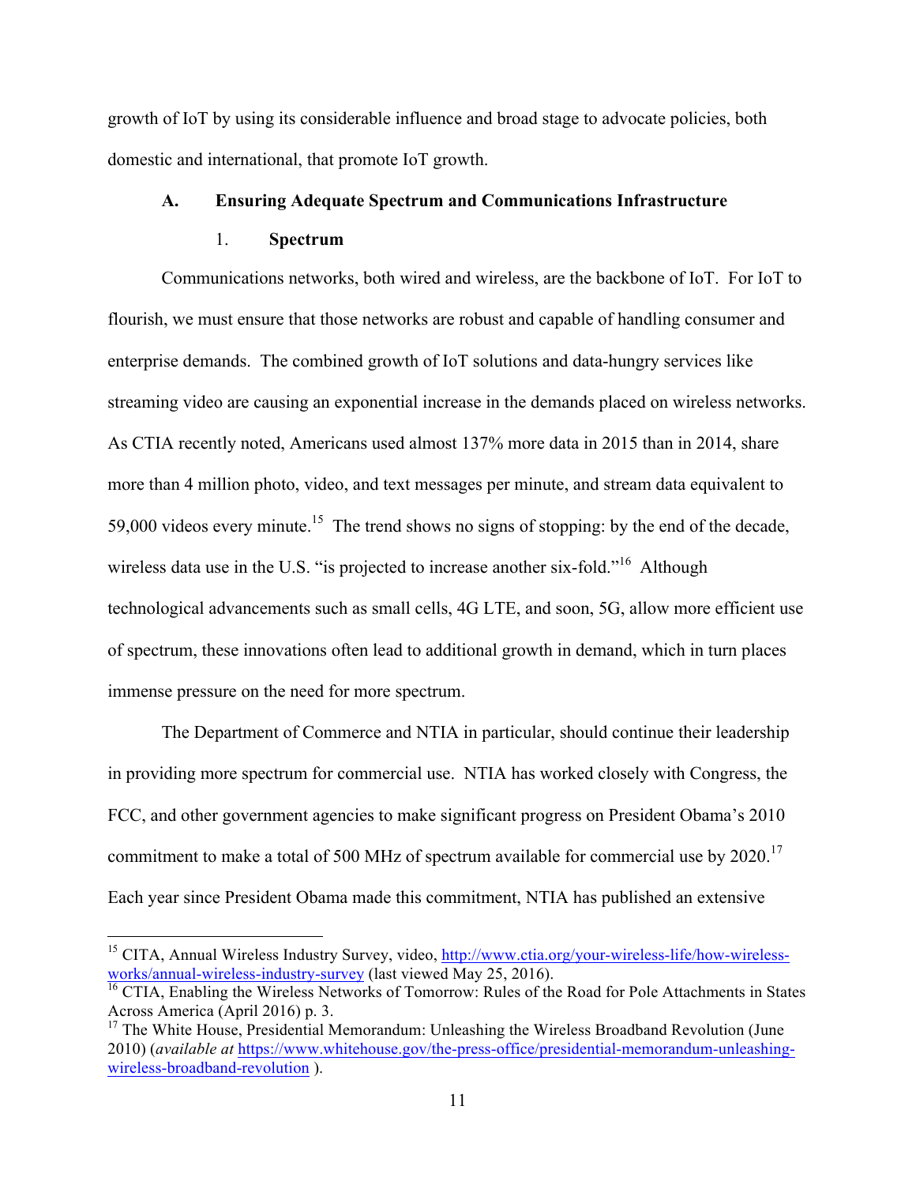growth of IoT by using its considerable influence and broad stage to advocate policies, both domestic and international, that promote IoT growth.

### A. Ensuring Adequate Spectrum and Communications Infrastructure

#### 1. Spectrum

Communications networks, both wired and wireless, are the backbone of IoT. For IoT to flourish, we must ensure that those networks are robust and capable of handling consumer and enterprise demands. The combined growth of IoT solutions and data-hungry services like streaming video are causing an exponential increase in the demands placed on wireless networks. As CTIA recently noted, Americans used almost 137% more data in 2015 than in 2014, share more than 4 million photo, video, and text messages per minute, and stream data equivalent to 59,000 videos every minute.[15] The trend shows no signs of stopping: by the end of the decade, wireless data use in the U.S. "is projected to increase another six-fold."[16] Although technological advancements such as small cells, 4G LTE, and soon, 5G, allow more efficient use of spectrum, these innovations often lead to additional growth in demand, which in turn places immense pressure on the need for more spectrum.

The Department of Commerce and NTIA in particular, should continue their leadership in providing more spectrum for commercial use. NTIA has worked closely with Congress, the FCC, and other government agencies to make significant progress on President Obama's 2010 commitment to make a total of 500 MHz of spectrum available for commercial use by 2020.[17] Each year since President Obama made this commitment, NTIA has published an extensive

---

[15] CITA, Annual Wireless Industry Survey, video, http://www.ctia.org/your-wireless-life/how-wireless-works/annual-wireless-industry-survey (last viewed May 25, 2016).

[16] CTIA, Enabling the Wireless Networks of Tomorrow: Rules of the Road for Pole Attachments in States Across America (April 2016) p. 3.

[17] The White House, Presidential Memorandum: Unleashing the Wireless Broadband Revolution (June 2010) (*available at* https://www.whitehouse.gov/the-press-office/presidential-memorandum-unleashing-wireless-broadband-revolution ).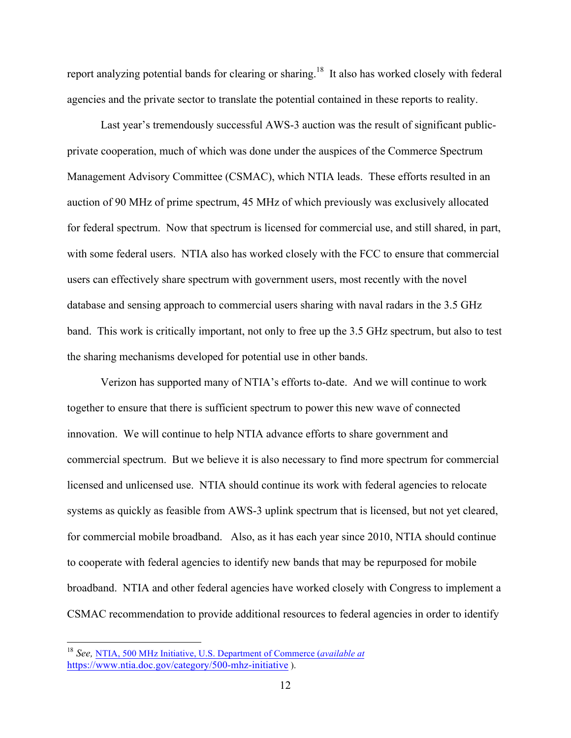report analyzing potential bands for clearing or sharing.[18] It also has worked closely with federal agencies and the private sector to translate the potential contained in these reports to reality.

Last year's tremendously successful AWS-3 auction was the result of significant public-private cooperation, much of which was done under the auspices of the Commerce Spectrum Management Advisory Committee (CSMAC), which NTIA leads. These efforts resulted in an auction of 90 MHz of prime spectrum, 45 MHz of which previously was exclusively allocated for federal spectrum. Now that spectrum is licensed for commercial use, and still shared, in part, with some federal users. NTIA also has worked closely with the FCC to ensure that commercial users can effectively share spectrum with government users, most recently with the novel database and sensing approach to commercial users sharing with naval radars in the 3.5 GHz band. This work is critically important, not only to free up the 3.5 GHz spectrum, but also to test the sharing mechanisms developed for potential use in other bands.

Verizon has supported many of NTIA's efforts to-date. And we will continue to work together to ensure that there is sufficient spectrum to power this new wave of connected innovation. We will continue to help NTIA advance efforts to share government and commercial spectrum. But we believe it is also necessary to find more spectrum for commercial licensed and unlicensed use. NTIA should continue its work with federal agencies to relocate systems as quickly as feasible from AWS-3 uplink spectrum that is licensed, but not yet cleared, for commercial mobile broadband. Also, as it has each year since 2010, NTIA should continue to cooperate with federal agencies to identify new bands that may be repurposed for mobile broadband. NTIA and other federal agencies have worked closely with Congress to implement a CSMAC recommendation to provide additional resources to federal agencies in order to identify

---

[18] *See,* NTIA, 500 MHz Initiative, U.S. Department of Commerce (*available at* https://www.ntia.doc.gov/category/500-mhz-initiative ).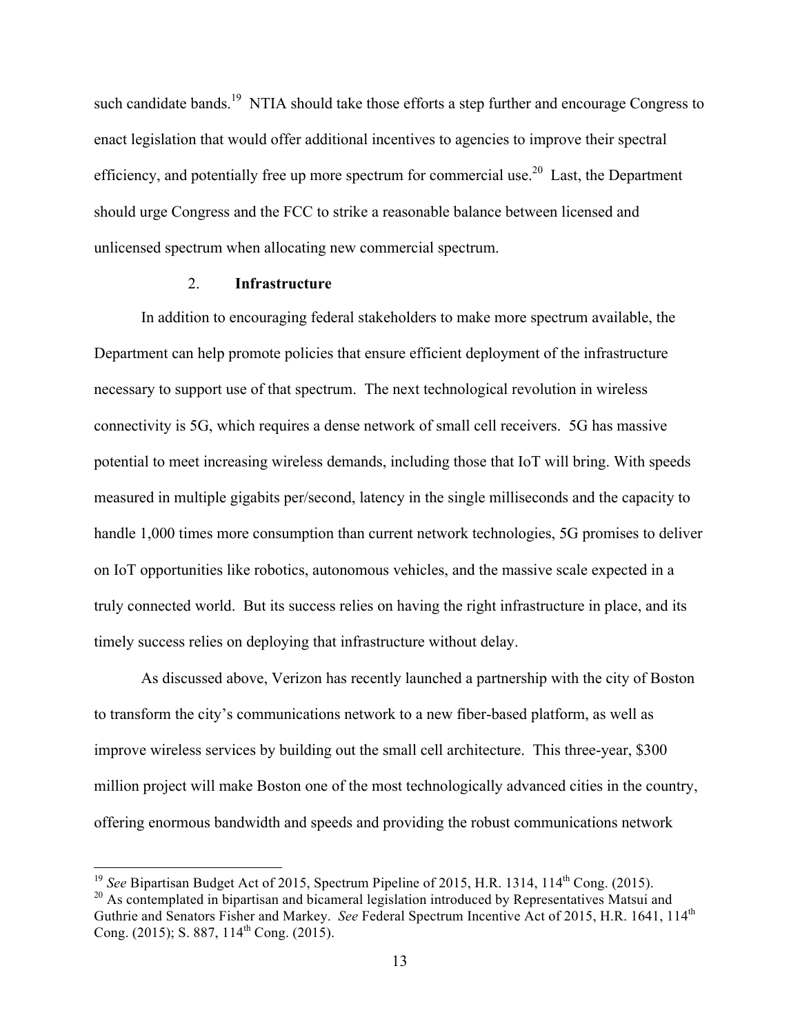such candidate bands.[19] NTIA should take those efforts a step further and encourage Congress to enact legislation that would offer additional incentives to agencies to improve their spectral efficiency, and potentially free up more spectrum for commercial use.[20] Last, the Department should urge Congress and the FCC to strike a reasonable balance between licensed and unlicensed spectrum when allocating new commercial spectrum.

2. **Infrastructure**

In addition to encouraging federal stakeholders to make more spectrum available, the Department can help promote policies that ensure efficient deployment of the infrastructure necessary to support use of that spectrum. The next technological revolution in wireless connectivity is 5G, which requires a dense network of small cell receivers. 5G has massive potential to meet increasing wireless demands, including those that IoT will bring. With speeds measured in multiple gigabits per/second, latency in the single milliseconds and the capacity to handle 1,000 times more consumption than current network technologies, 5G promises to deliver on IoT opportunities like robotics, autonomous vehicles, and the massive scale expected in a truly connected world. But its success relies on having the right infrastructure in place, and its timely success relies on deploying that infrastructure without delay.

As discussed above, Verizon has recently launched a partnership with the city of Boston to transform the city's communications network to a new fiber-based platform, as well as improve wireless services by building out the small cell architecture. This three-year, $300 million project will make Boston one of the most technologically advanced cities in the country, offering enormous bandwidth and speeds and providing the robust communications network

---

[19] *See* Bipartisan Budget Act of 2015, Spectrum Pipeline of 2015, H.R. 1314, 114th Cong. (2015).

[20] As contemplated in bipartisan and bicameral legislation introduced by Representatives Matsui and Guthrie and Senators Fisher and Markey. *See* Federal Spectrum Incentive Act of 2015, H.R. 1641, 114th Cong. (2015); S. 887, 114th Cong. (2015).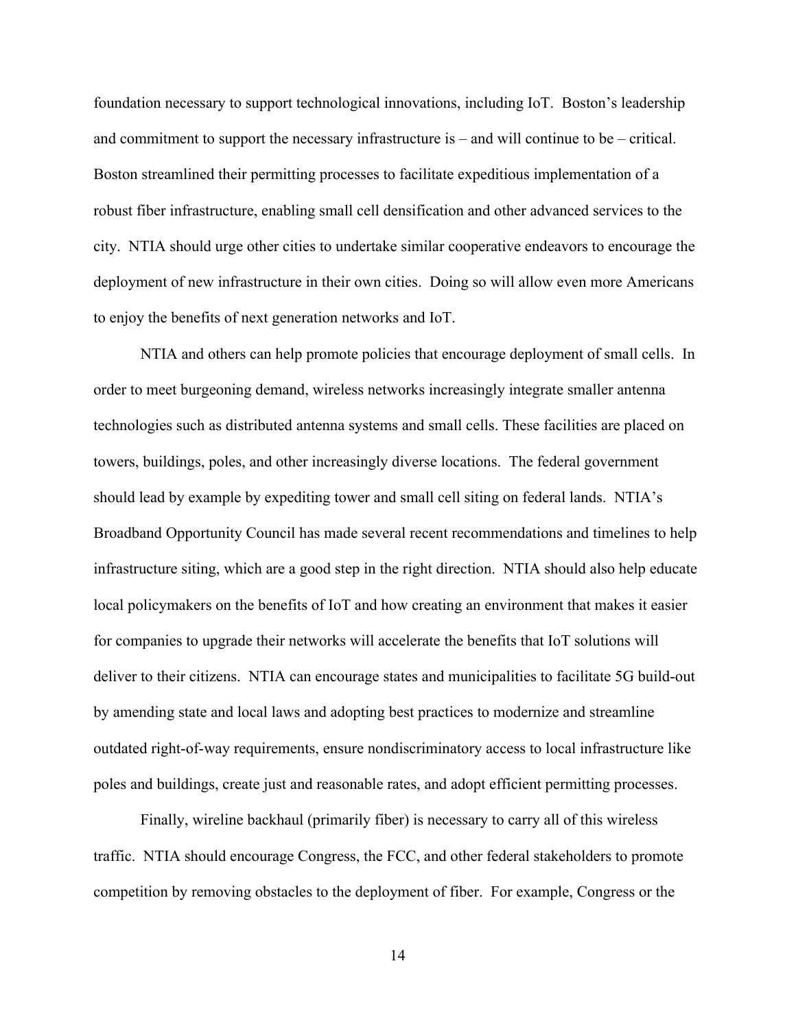foundation necessary to support technological innovations, including IoT. Boston's leadership and commitment to support the necessary infrastructure is – and will continue to be – critical. Boston streamlined their permitting processes to facilitate expeditious implementation of a robust fiber infrastructure, enabling small cell densification and other advanced services to the city. NTIA should urge other cities to undertake similar cooperative endeavors to encourage the deployment of new infrastructure in their own cities. Doing so will allow even more Americans to enjoy the benefits of next generation networks and IoT.

NTIA and others can help promote policies that encourage deployment of small cells. In order to meet burgeoning demand, wireless networks increasingly integrate smaller antenna technologies such as distributed antenna systems and small cells. These facilities are placed on towers, buildings, poles, and other increasingly diverse locations. The federal government should lead by example by expediting tower and small cell siting on federal lands. NTIA's Broadband Opportunity Council has made several recent recommendations and timelines to help infrastructure siting, which are a good step in the right direction. NTIA should also help educate local policymakers on the benefits of IoT and how creating an environment that makes it easier for companies to upgrade their networks will accelerate the benefits that IoT solutions will deliver to their citizens. NTIA can encourage states and municipalities to facilitate 5G build-out by amending state and local laws and adopting best practices to modernize and streamline outdated right-of-way requirements, ensure nondiscriminatory access to local infrastructure like poles and buildings, create just and reasonable rates, and adopt efficient permitting processes.

Finally, wireline backhaul (primarily fiber) is necessary to carry all of this wireless traffic. NTIA should encourage Congress, the FCC, and other federal stakeholders to promote competition by removing obstacles to the deployment of fiber. For example, Congress or the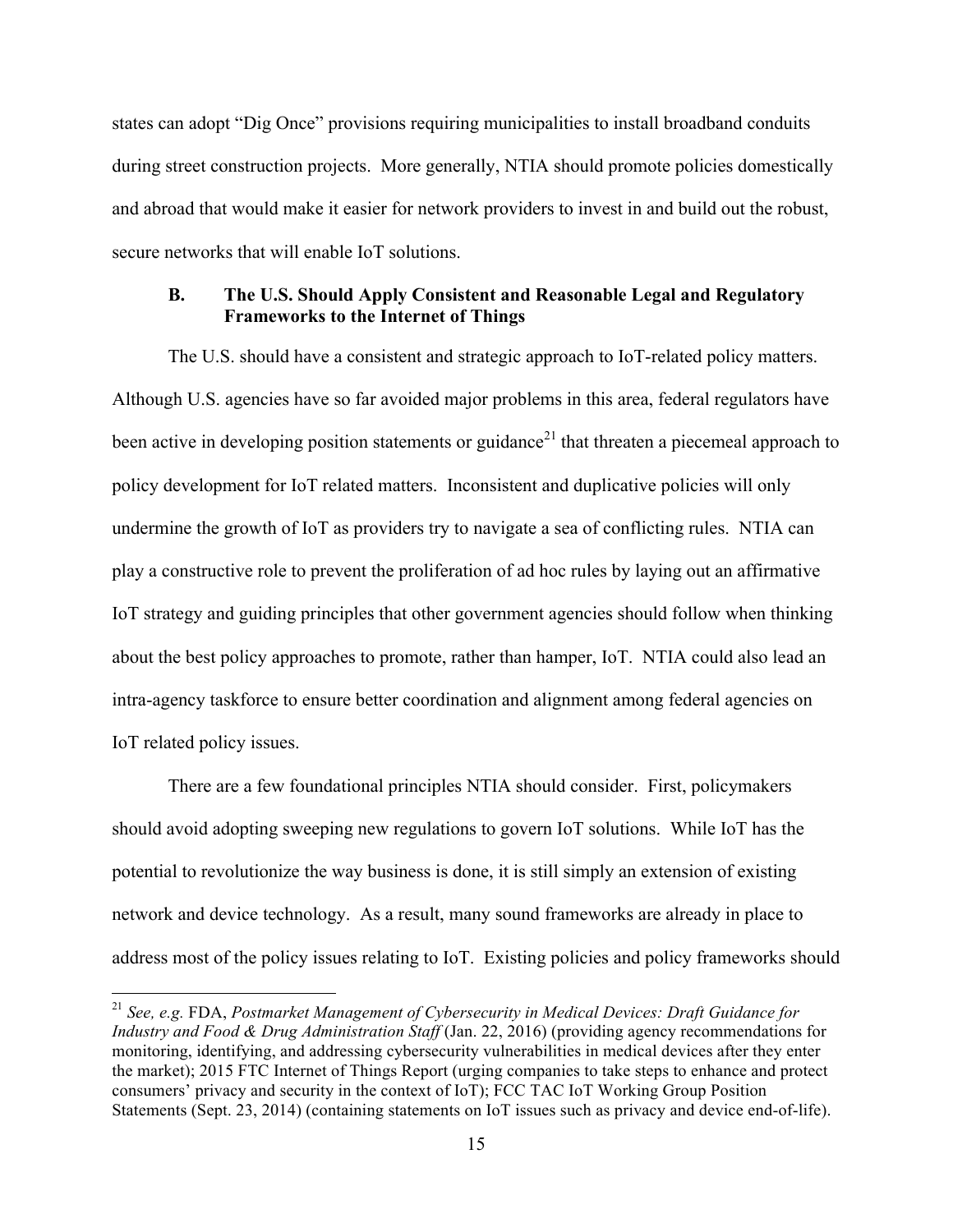states can adopt "Dig Once" provisions requiring municipalities to install broadband conduits during street construction projects. More generally, NTIA should promote policies domestically and abroad that would make it easier for network providers to invest in and build out the robust, secure networks that will enable IoT solutions.

### B. The U.S. Should Apply Consistent and Reasonable Legal and Regulatory Frameworks to the Internet of Things

The U.S. should have a consistent and strategic approach to IoT-related policy matters. Although U.S. agencies have so far avoided major problems in this area, federal regulators have been active in developing position statements or guidance[21] that threaten a piecemeal approach to policy development for IoT related matters. Inconsistent and duplicative policies will only undermine the growth of IoT as providers try to navigate a sea of conflicting rules. NTIA can play a constructive role to prevent the proliferation of ad hoc rules by laying out an affirmative IoT strategy and guiding principles that other government agencies should follow when thinking about the best policy approaches to promote, rather than hamper, IoT. NTIA could also lead an intra-agency taskforce to ensure better coordination and alignment among federal agencies on IoT related policy issues.

There are a few foundational principles NTIA should consider. First, policymakers should avoid adopting sweeping new regulations to govern IoT solutions. While IoT has the potential to revolutionize the way business is done, it is still simply an extension of existing network and device technology. As a result, many sound frameworks are already in place to address most of the policy issues relating to IoT. Existing policies and policy frameworks should

---

[21] *See, e.g.* FDA, *Postmarket Management of Cybersecurity in Medical Devices: Draft Guidance for Industry and Food & Drug Administration Staff* (Jan. 22, 2016) (providing agency recommendations for monitoring, identifying, and addressing cybersecurity vulnerabilities in medical devices after they enter the market); 2015 FTC Internet of Things Report (urging companies to take steps to enhance and protect consumers' privacy and security in the context of IoT); FCC TAC IoT Working Group Position Statements (Sept. 23, 2014) (containing statements on IoT issues such as privacy and device end-of-life).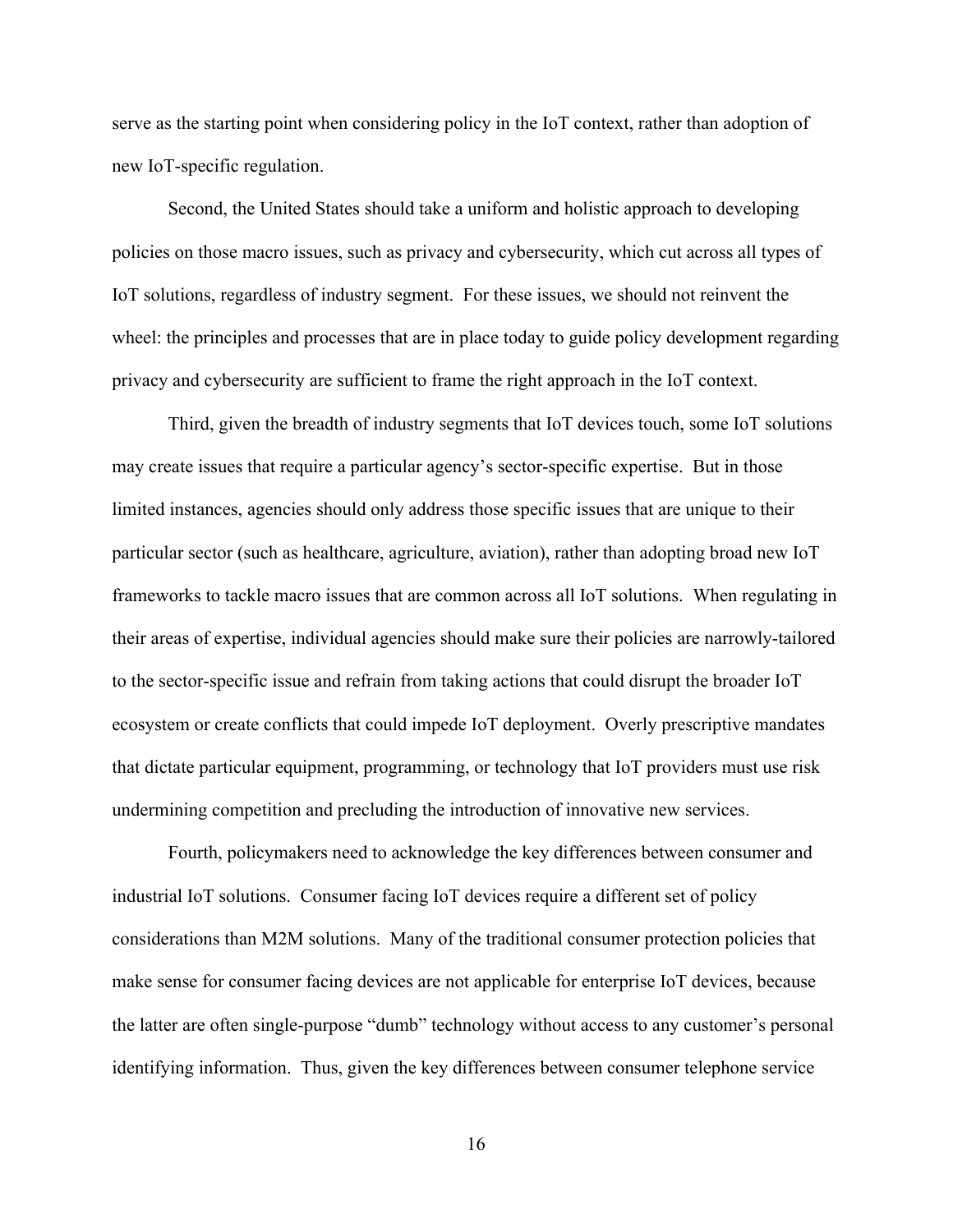serve as the starting point when considering policy in the IoT context, rather than adoption of new IoT-specific regulation.

Second, the United States should take a uniform and holistic approach to developing policies on those macro issues, such as privacy and cybersecurity, which cut across all types of IoT solutions, regardless of industry segment. For these issues, we should not reinvent the wheel: the principles and processes that are in place today to guide policy development regarding privacy and cybersecurity are sufficient to frame the right approach in the IoT context.

Third, given the breadth of industry segments that IoT devices touch, some IoT solutions may create issues that require a particular agency's sector-specific expertise. But in those limited instances, agencies should only address those specific issues that are unique to their particular sector (such as healthcare, agriculture, aviation), rather than adopting broad new IoT frameworks to tackle macro issues that are common across all IoT solutions. When regulating in their areas of expertise, individual agencies should make sure their policies are narrowly-tailored to the sector-specific issue and refrain from taking actions that could disrupt the broader IoT ecosystem or create conflicts that could impede IoT deployment. Overly prescriptive mandates that dictate particular equipment, programming, or technology that IoT providers must use risk undermining competition and precluding the introduction of innovative new services.

Fourth, policymakers need to acknowledge the key differences between consumer and industrial IoT solutions. Consumer facing IoT devices require a different set of policy considerations than M2M solutions. Many of the traditional consumer protection policies that make sense for consumer facing devices are not applicable for enterprise IoT devices, because the latter are often single-purpose "dumb" technology without access to any customer's personal identifying information. Thus, given the key differences between consumer telephone service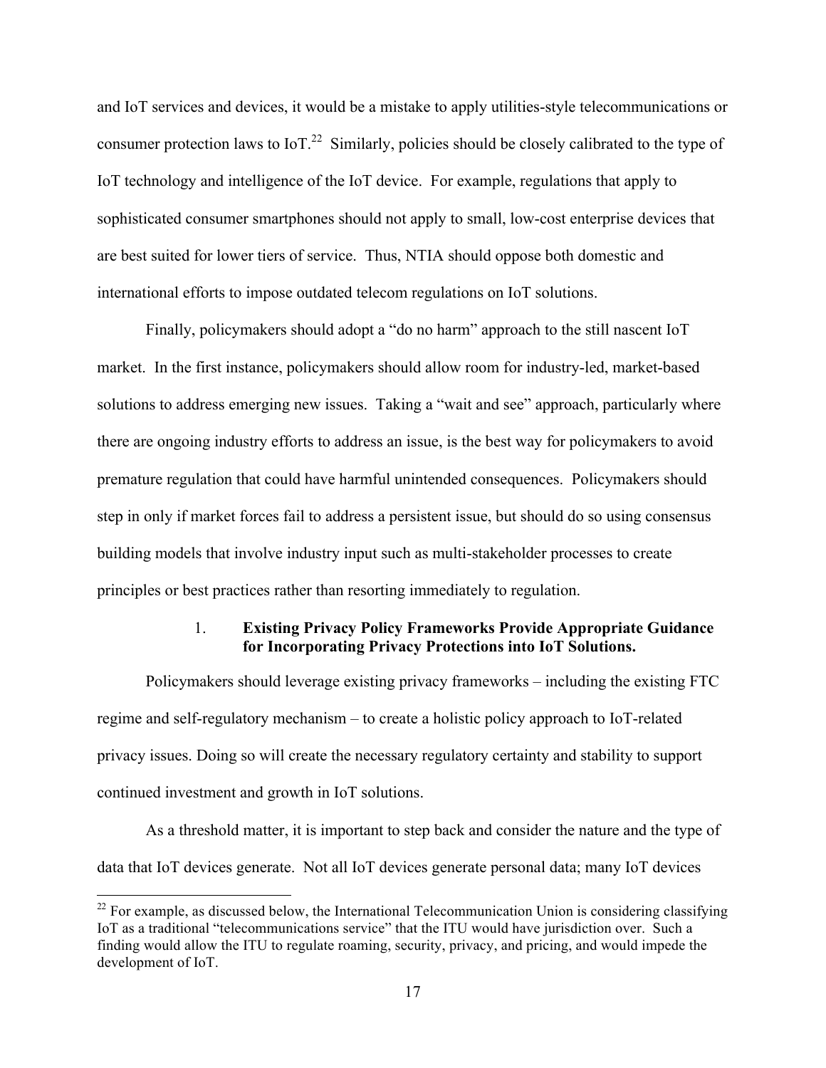and IoT services and devices, it would be a mistake to apply utilities-style telecommunications or consumer protection laws to IoT.[22] Similarly, policies should be closely calibrated to the type of IoT technology and intelligence of the IoT device. For example, regulations that apply to sophisticated consumer smartphones should not apply to small, low-cost enterprise devices that are best suited for lower tiers of service. Thus, NTIA should oppose both domestic and international efforts to impose outdated telecom regulations on IoT solutions.

Finally, policymakers should adopt a "do no harm" approach to the still nascent IoT market. In the first instance, policymakers should allow room for industry-led, market-based solutions to address emerging new issues. Taking a "wait and see" approach, particularly where there are ongoing industry efforts to address an issue, is the best way for policymakers to avoid premature regulation that could have harmful unintended consequences. Policymakers should step in only if market forces fail to address a persistent issue, but should do so using consensus building models that involve industry input such as multi-stakeholder processes to create principles or best practices rather than resorting immediately to regulation.

### 1. **Existing Privacy Policy Frameworks Provide Appropriate Guidance for Incorporating Privacy Protections into IoT Solutions.**

Policymakers should leverage existing privacy frameworks – including the existing FTC regime and self-regulatory mechanism – to create a holistic policy approach to IoT-related privacy issues. Doing so will create the necessary regulatory certainty and stability to support continued investment and growth in IoT solutions.

As a threshold matter, it is important to step back and consider the nature and the type of data that IoT devices generate. Not all IoT devices generate personal data; many IoT devices

---

[22] For example, as discussed below, the International Telecommunication Union is considering classifying IoT as a traditional "telecommunications service" that the ITU would have jurisdiction over. Such a finding would allow the ITU to regulate roaming, security, privacy, and pricing, and would impede the development of IoT.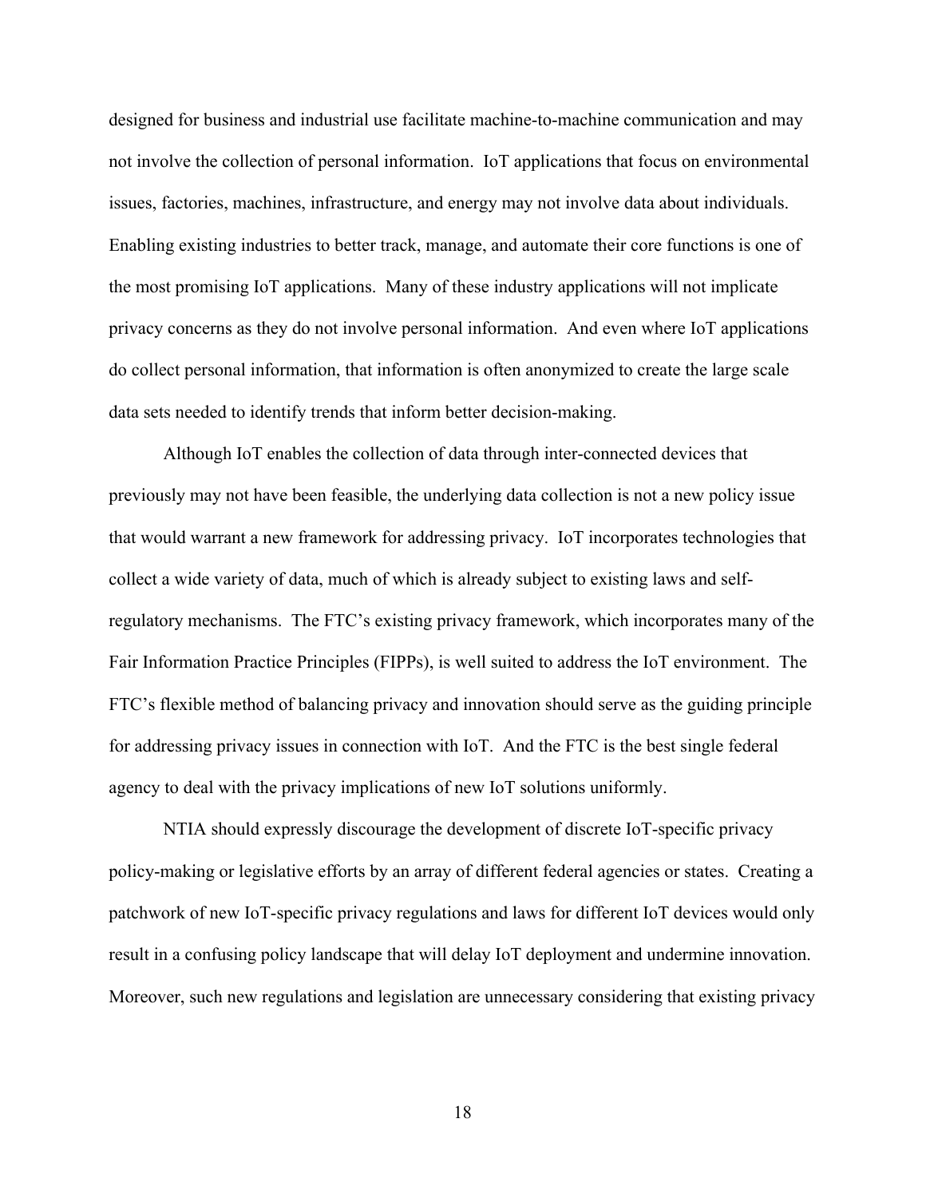designed for business and industrial use facilitate machine-to-machine communication and may not involve the collection of personal information. IoT applications that focus on environmental issues, factories, machines, infrastructure, and energy may not involve data about individuals. Enabling existing industries to better track, manage, and automate their core functions is one of the most promising IoT applications. Many of these industry applications will not implicate privacy concerns as they do not involve personal information. And even where IoT applications do collect personal information, that information is often anonymized to create the large scale data sets needed to identify trends that inform better decision-making.

Although IoT enables the collection of data through inter-connected devices that previously may not have been feasible, the underlying data collection is not a new policy issue that would warrant a new framework for addressing privacy. IoT incorporates technologies that collect a wide variety of data, much of which is already subject to existing laws and self-regulatory mechanisms. The FTC's existing privacy framework, which incorporates many of the Fair Information Practice Principles (FIPPs), is well suited to address the IoT environment. The FTC's flexible method of balancing privacy and innovation should serve as the guiding principle for addressing privacy issues in connection with IoT. And the FTC is the best single federal agency to deal with the privacy implications of new IoT solutions uniformly.

NTIA should expressly discourage the development of discrete IoT-specific privacy policy-making or legislative efforts by an array of different federal agencies or states. Creating a patchwork of new IoT-specific privacy regulations and laws for different IoT devices would only result in a confusing policy landscape that will delay IoT deployment and undermine innovation. Moreover, such new regulations and legislation are unnecessary considering that existing privacy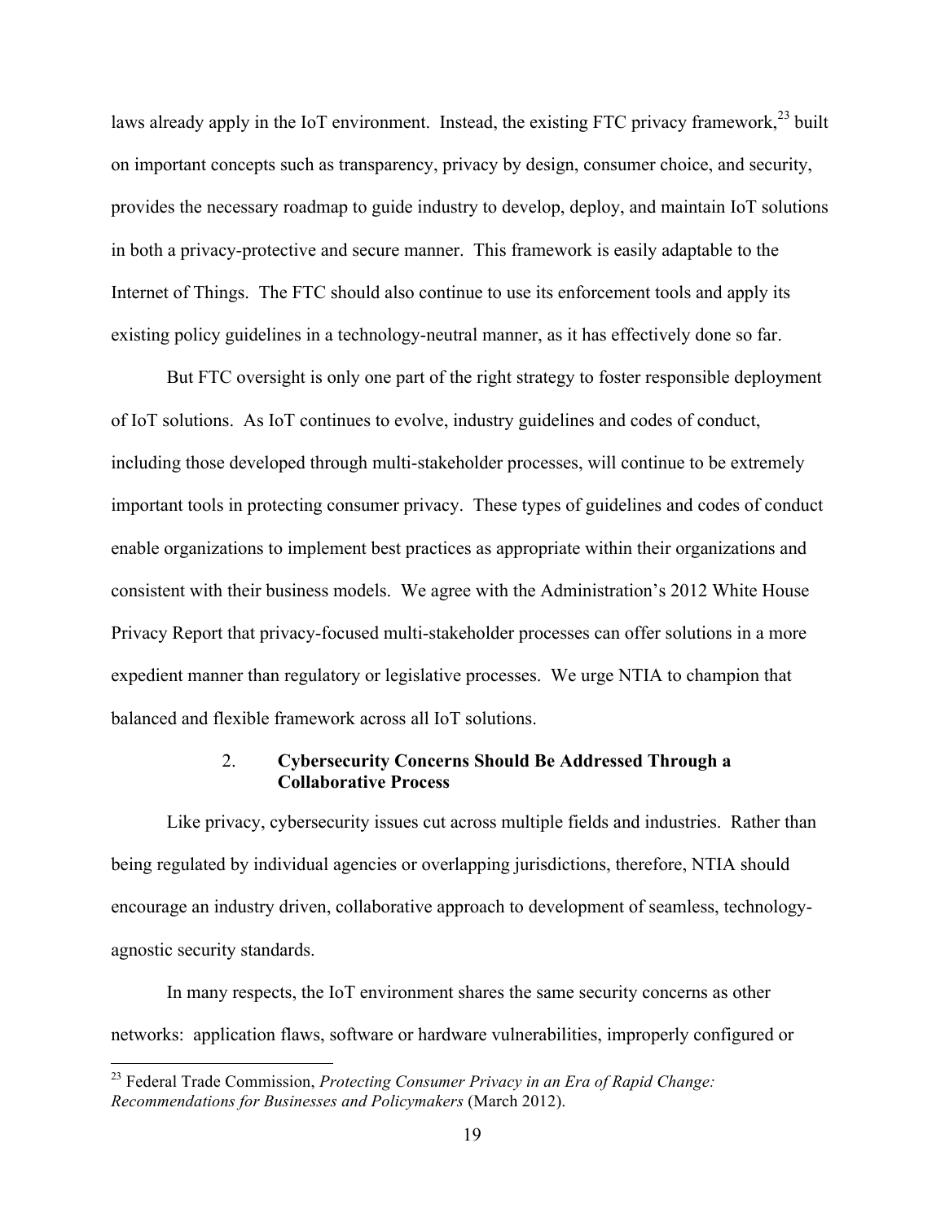laws already apply in the IoT environment. Instead, the existing FTC privacy framework,[23] built on important concepts such as transparency, privacy by design, consumer choice, and security, provides the necessary roadmap to guide industry to develop, deploy, and maintain IoT solutions in both a privacy-protective and secure manner. This framework is easily adaptable to the Internet of Things. The FTC should also continue to use its enforcement tools and apply its existing policy guidelines in a technology-neutral manner, as it has effectively done so far.

But FTC oversight is only one part of the right strategy to foster responsible deployment of IoT solutions. As IoT continues to evolve, industry guidelines and codes of conduct, including those developed through multi-stakeholder processes, will continue to be extremely important tools in protecting consumer privacy. These types of guidelines and codes of conduct enable organizations to implement best practices as appropriate within their organizations and consistent with their business models. We agree with the Administration's 2012 White House Privacy Report that privacy-focused multi-stakeholder processes can offer solutions in a more expedient manner than regulatory or legislative processes. We urge NTIA to champion that balanced and flexible framework across all IoT solutions.

### 2. Cybersecurity Concerns Should Be Addressed Through a Collaborative Process

Like privacy, cybersecurity issues cut across multiple fields and industries. Rather than being regulated by individual agencies or overlapping jurisdictions, therefore, NTIA should encourage an industry driven, collaborative approach to development of seamless, technology-agnostic security standards.

In many respects, the IoT environment shares the same security concerns as other networks: application flaws, software or hardware vulnerabilities, improperly configured or

---

[23] Federal Trade Commission, *Protecting Consumer Privacy in an Era of Rapid Change: Recommendations for Businesses and Policymakers* (March 2012).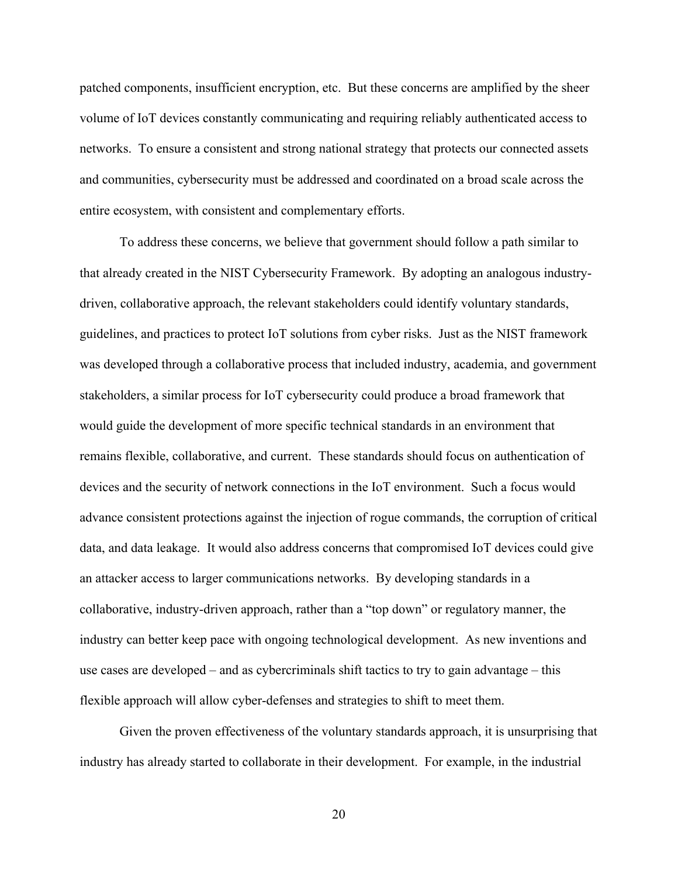patched components, insufficient encryption, etc. But these concerns are amplified by the sheer volume of IoT devices constantly communicating and requiring reliably authenticated access to networks. To ensure a consistent and strong national strategy that protects our connected assets and communities, cybersecurity must be addressed and coordinated on a broad scale across the entire ecosystem, with consistent and complementary efforts.

To address these concerns, we believe that government should follow a path similar to that already created in the NIST Cybersecurity Framework. By adopting an analogous industry-driven, collaborative approach, the relevant stakeholders could identify voluntary standards, guidelines, and practices to protect IoT solutions from cyber risks. Just as the NIST framework was developed through a collaborative process that included industry, academia, and government stakeholders, a similar process for IoT cybersecurity could produce a broad framework that would guide the development of more specific technical standards in an environment that remains flexible, collaborative, and current. These standards should focus on authentication of devices and the security of network connections in the IoT environment. Such a focus would advance consistent protections against the injection of rogue commands, the corruption of critical data, and data leakage. It would also address concerns that compromised IoT devices could give an attacker access to larger communications networks. By developing standards in a collaborative, industry-driven approach, rather than a "top down" or regulatory manner, the industry can better keep pace with ongoing technological development. As new inventions and use cases are developed – and as cybercriminals shift tactics to try to gain advantage – this flexible approach will allow cyber-defenses and strategies to shift to meet them.

Given the proven effectiveness of the voluntary standards approach, it is unsurprising that industry has already started to collaborate in their development. For example, in the industrial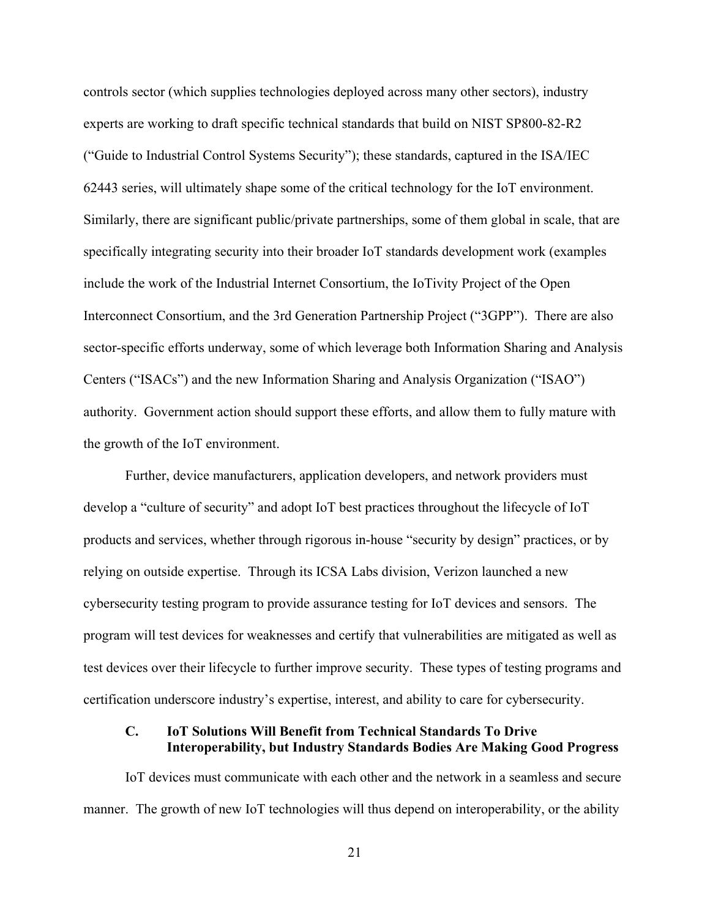controls sector (which supplies technologies deployed across many other sectors), industry experts are working to draft specific technical standards that build on NIST SP800-82-R2 ("Guide to Industrial Control Systems Security"); these standards, captured in the ISA/IEC 62443 series, will ultimately shape some of the critical technology for the IoT environment. Similarly, there are significant public/private partnerships, some of them global in scale, that are specifically integrating security into their broader IoT standards development work (examples include the work of the Industrial Internet Consortium, the IoTivity Project of the Open Interconnect Consortium, and the 3rd Generation Partnership Project ("3GPP"). There are also sector-specific efforts underway, some of which leverage both Information Sharing and Analysis Centers ("ISACs") and the new Information Sharing and Analysis Organization ("ISAO") authority. Government action should support these efforts, and allow them to fully mature with the growth of the IoT environment.

Further, device manufacturers, application developers, and network providers must develop a "culture of security" and adopt IoT best practices throughout the lifecycle of IoT products and services, whether through rigorous in-house "security by design" practices, or by relying on outside expertise. Through its ICSA Labs division, Verizon launched a new cybersecurity testing program to provide assurance testing for IoT devices and sensors. The program will test devices for weaknesses and certify that vulnerabilities are mitigated as well as test devices over their lifecycle to further improve security. These types of testing programs and certification underscore industry's expertise, interest, and ability to care for cybersecurity.

### C. IoT Solutions Will Benefit from Technical Standards To Drive Interoperability, but Industry Standards Bodies Are Making Good Progress

IoT devices must communicate with each other and the network in a seamless and secure manner. The growth of new IoT technologies will thus depend on interoperability, or the ability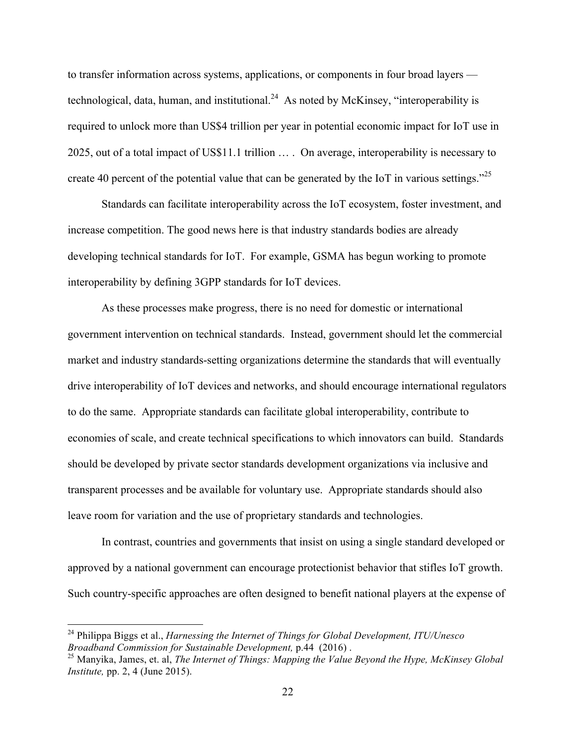to transfer information across systems, applications, or components in four broad layers — technological, data, human, and institutional.[24] As noted by McKinsey, "interoperability is required to unlock more than US$4 trillion per year in potential economic impact for IoT use in 2025, out of a total impact of US$11.1 trillion … . On average, interoperability is necessary to create 40 percent of the potential value that can be generated by the IoT in various settings."[25]

Standards can facilitate interoperability across the IoT ecosystem, foster investment, and increase competition. The good news here is that industry standards bodies are already developing technical standards for IoT. For example, GSMA has begun working to promote interoperability by defining 3GPP standards for IoT devices.

As these processes make progress, there is no need for domestic or international government intervention on technical standards. Instead, government should let the commercial market and industry standards-setting organizations determine the standards that will eventually drive interoperability of IoT devices and networks, and should encourage international regulators to do the same. Appropriate standards can facilitate global interoperability, contribute to economies of scale, and create technical specifications to which innovators can build. Standards should be developed by private sector standards development organizations via inclusive and transparent processes and be available for voluntary use. Appropriate standards should also leave room for variation and the use of proprietary standards and technologies.

In contrast, countries and governments that insist on using a single standard developed or approved by a national government can encourage protectionist behavior that stifles IoT growth. Such country-specific approaches are often designed to benefit national players at the expense of

---

[24] Philippa Biggs et al., *Harnessing the Internet of Things for Global Development, ITU/Unesco Broadband Commission for Sustainable Development,* p.44 (2016) .

[25] Manyika, James, et. al, *The Internet of Things: Mapping the Value Beyond the Hype, McKinsey Global Institute,* pp. 2, 4 (June 2015).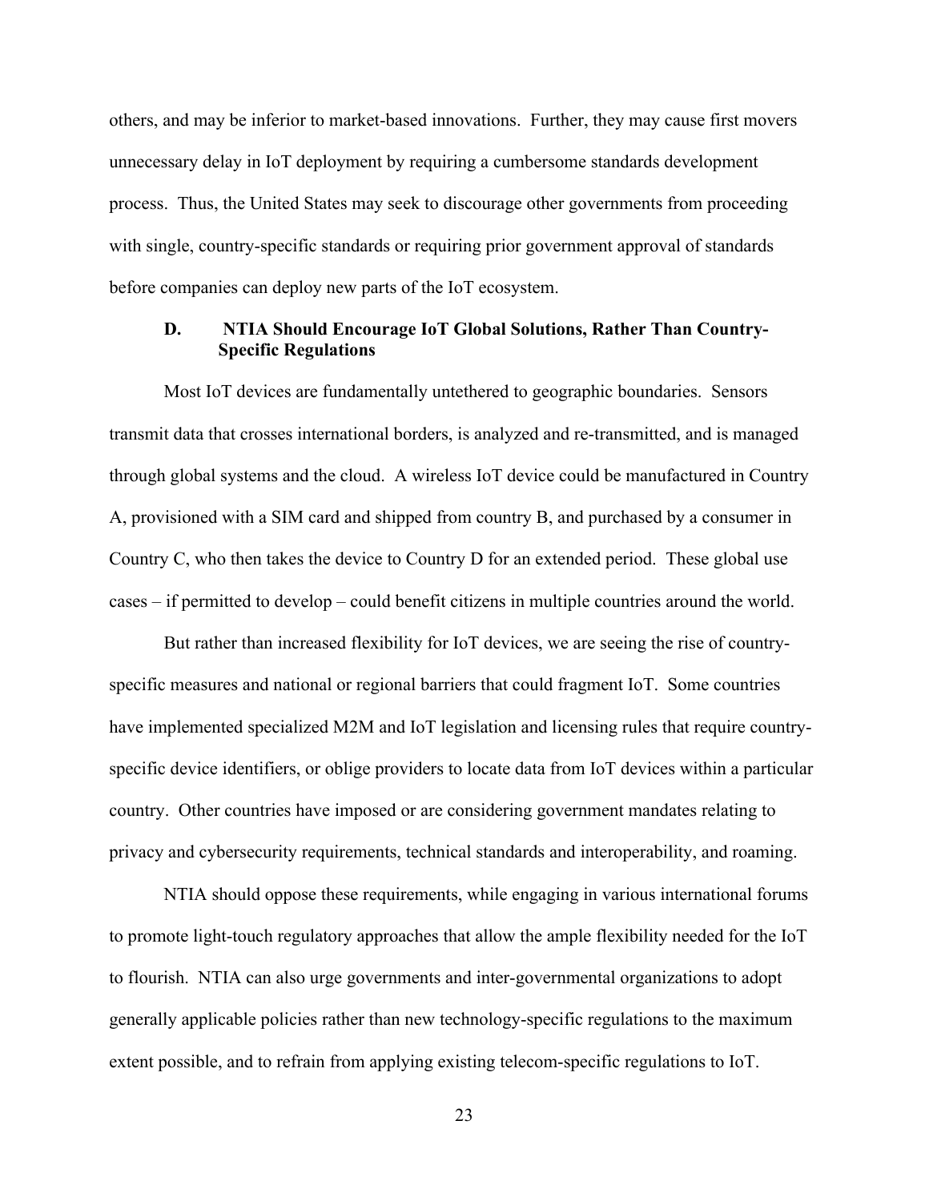others, and may be inferior to market-based innovations. Further, they may cause first movers unnecessary delay in IoT deployment by requiring a cumbersome standards development process. Thus, the United States may seek to discourage other governments from proceeding with single, country-specific standards or requiring prior government approval of standards before companies can deploy new parts of the IoT ecosystem.

### D. NTIA Should Encourage IoT Global Solutions, Rather Than Country-Specific Regulations

Most IoT devices are fundamentally untethered to geographic boundaries. Sensors transmit data that crosses international borders, is analyzed and re-transmitted, and is managed through global systems and the cloud. A wireless IoT device could be manufactured in Country A, provisioned with a SIM card and shipped from country B, and purchased by a consumer in Country C, who then takes the device to Country D for an extended period. These global use cases – if permitted to develop – could benefit citizens in multiple countries around the world.

But rather than increased flexibility for IoT devices, we are seeing the rise of country-specific measures and national or regional barriers that could fragment IoT. Some countries have implemented specialized M2M and IoT legislation and licensing rules that require country-specific device identifiers, or oblige providers to locate data from IoT devices within a particular country. Other countries have imposed or are considering government mandates relating to privacy and cybersecurity requirements, technical standards and interoperability, and roaming.

NTIA should oppose these requirements, while engaging in various international forums to promote light-touch regulatory approaches that allow the ample flexibility needed for the IoT to flourish. NTIA can also urge governments and inter-governmental organizations to adopt generally applicable policies rather than new technology-specific regulations to the maximum extent possible, and to refrain from applying existing telecom-specific regulations to IoT.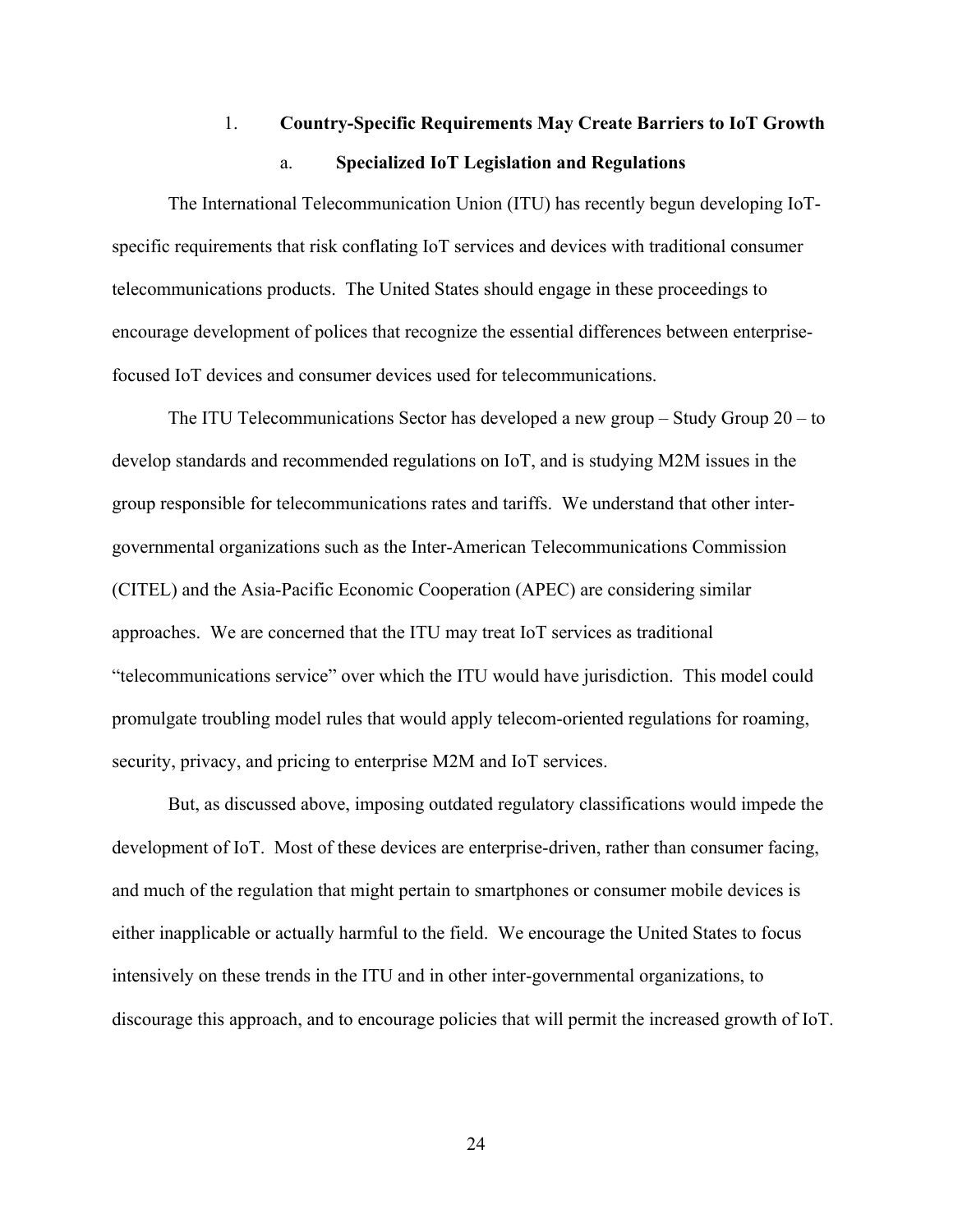### 1. Country-Specific Requirements May Create Barriers to IoT Growth

#### a. Specialized IoT Legislation and Regulations

The International Telecommunication Union (ITU) has recently begun developing IoT-specific requirements that risk conflating IoT services and devices with traditional consumer telecommunications products. The United States should engage in these proceedings to encourage development of polices that recognize the essential differences between enterprise-focused IoT devices and consumer devices used for telecommunications.

The ITU Telecommunications Sector has developed a new group – Study Group 20 – to develop standards and recommended regulations on IoT, and is studying M2M issues in the group responsible for telecommunications rates and tariffs. We understand that other inter-governmental organizations such as the Inter-American Telecommunications Commission (CITEL) and the Asia-Pacific Economic Cooperation (APEC) are considering similar approaches. We are concerned that the ITU may treat IoT services as traditional "telecommunications service" over which the ITU would have jurisdiction. This model could promulgate troubling model rules that would apply telecom-oriented regulations for roaming, security, privacy, and pricing to enterprise M2M and IoT services.

But, as discussed above, imposing outdated regulatory classifications would impede the development of IoT. Most of these devices are enterprise-driven, rather than consumer facing, and much of the regulation that might pertain to smartphones or consumer mobile devices is either inapplicable or actually harmful to the field. We encourage the United States to focus intensively on these trends in the ITU and in other inter-governmental organizations, to discourage this approach, and to encourage policies that will permit the increased growth of IoT.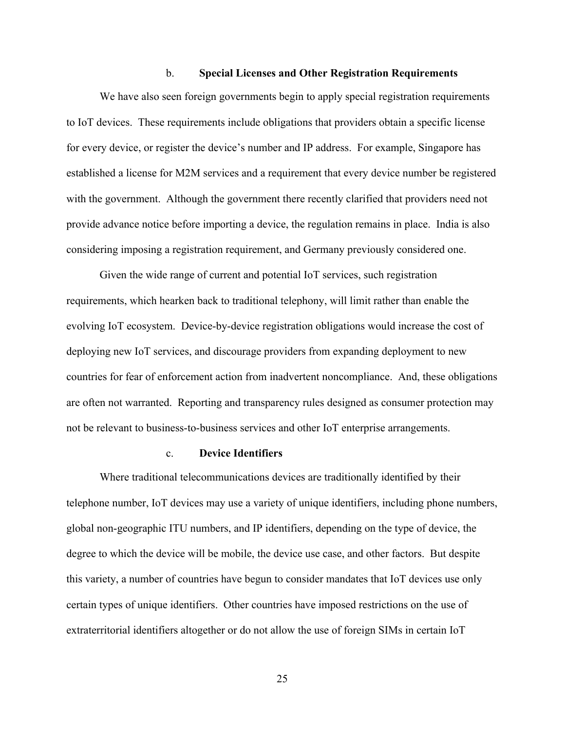### b. **Special Licenses and Other Registration Requirements**

We have also seen foreign governments begin to apply special registration requirements to IoT devices. These requirements include obligations that providers obtain a specific license for every device, or register the device's number and IP address. For example, Singapore has established a license for M2M services and a requirement that every device number be registered with the government. Although the government there recently clarified that providers need not provide advance notice before importing a device, the regulation remains in place. India is also considering imposing a registration requirement, and Germany previously considered one.

Given the wide range of current and potential IoT services, such registration requirements, which hearken back to traditional telephony, will limit rather than enable the evolving IoT ecosystem. Device-by-device registration obligations would increase the cost of deploying new IoT services, and discourage providers from expanding deployment to new countries for fear of enforcement action from inadvertent noncompliance. And, these obligations are often not warranted. Reporting and transparency rules designed as consumer protection may not be relevant to business-to-business services and other IoT enterprise arrangements.

### c. **Device Identifiers**

Where traditional telecommunications devices are traditionally identified by their telephone number, IoT devices may use a variety of unique identifiers, including phone numbers, global non-geographic ITU numbers, and IP identifiers, depending on the type of device, the degree to which the device will be mobile, the device use case, and other factors. But despite this variety, a number of countries have begun to consider mandates that IoT devices use only certain types of unique identifiers. Other countries have imposed restrictions on the use of extraterritorial identifiers altogether or do not allow the use of foreign SIMs in certain IoT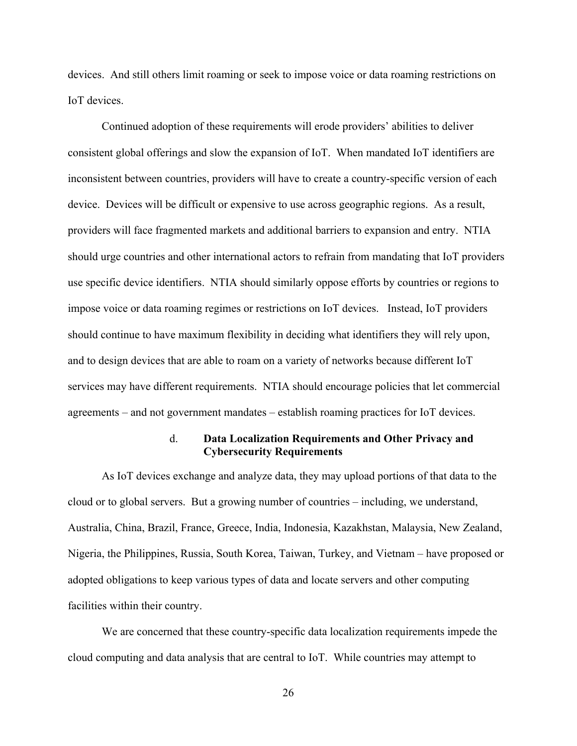devices. And still others limit roaming or seek to impose voice or data roaming restrictions on IoT devices.

Continued adoption of these requirements will erode providers' abilities to deliver consistent global offerings and slow the expansion of IoT. When mandated IoT identifiers are inconsistent between countries, providers will have to create a country-specific version of each device. Devices will be difficult or expensive to use across geographic regions. As a result, providers will face fragmented markets and additional barriers to expansion and entry. NTIA should urge countries and other international actors to refrain from mandating that IoT providers use specific device identifiers. NTIA should similarly oppose efforts by countries or regions to impose voice or data roaming regimes or restrictions on IoT devices. Instead, IoT providers should continue to have maximum flexibility in deciding what identifiers they will rely upon, and to design devices that are able to roam on a variety of networks because different IoT services may have different requirements. NTIA should encourage policies that let commercial agreements – and not government mandates – establish roaming practices for IoT devices.

#### d. **Data Localization Requirements and Other Privacy and Cybersecurity Requirements**

As IoT devices exchange and analyze data, they may upload portions of that data to the cloud or to global servers. But a growing number of countries – including, we understand, Australia, China, Brazil, France, Greece, India, Indonesia, Kazakhstan, Malaysia, New Zealand, Nigeria, the Philippines, Russia, South Korea, Taiwan, Turkey, and Vietnam – have proposed or adopted obligations to keep various types of data and locate servers and other computing facilities within their country.

We are concerned that these country-specific data localization requirements impede the cloud computing and data analysis that are central to IoT. While countries may attempt to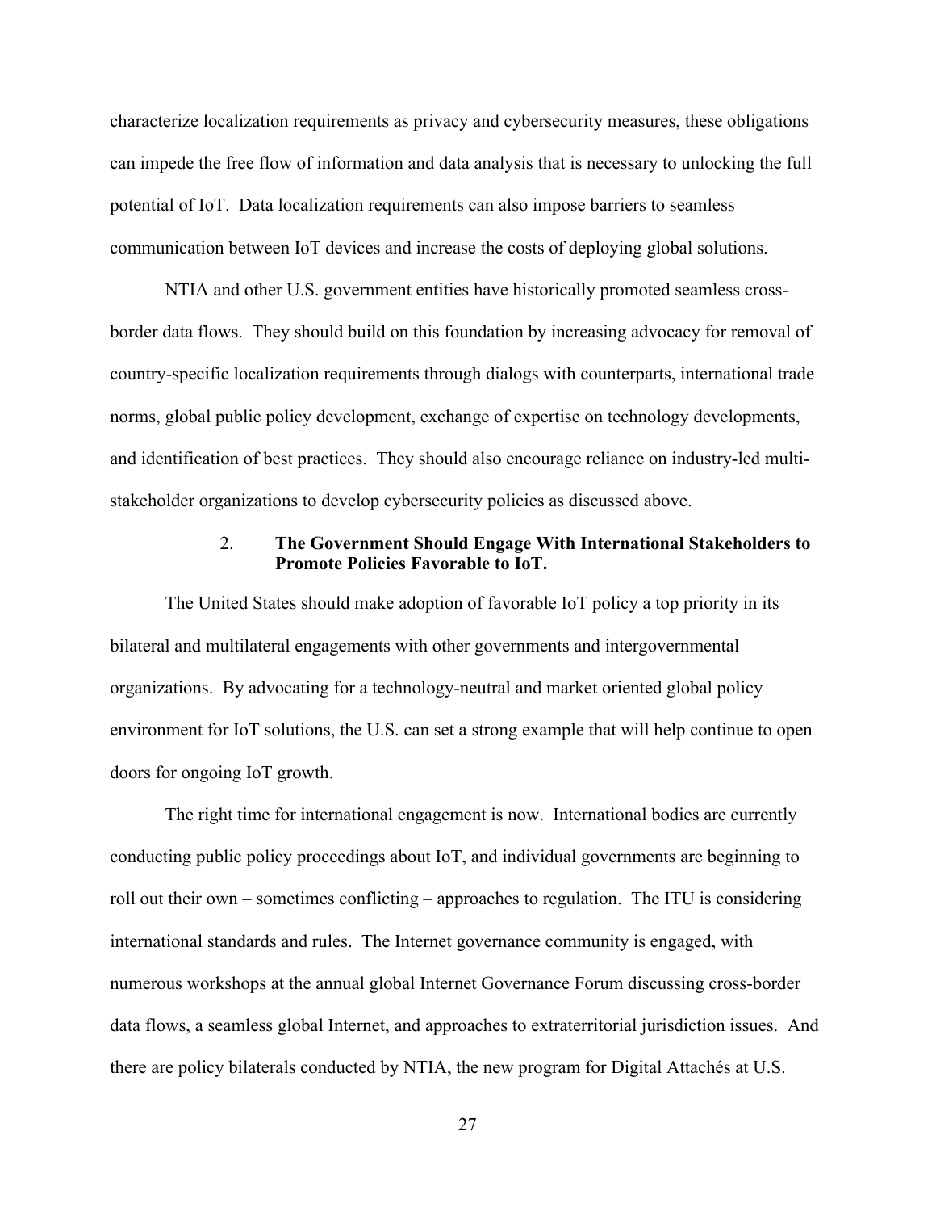characterize localization requirements as privacy and cybersecurity measures, these obligations can impede the free flow of information and data analysis that is necessary to unlocking the full potential of IoT. Data localization requirements can also impose barriers to seamless communication between IoT devices and increase the costs of deploying global solutions.

NTIA and other U.S. government entities have historically promoted seamless cross-border data flows. They should build on this foundation by increasing advocacy for removal of country-specific localization requirements through dialogs with counterparts, international trade norms, global public policy development, exchange of expertise on technology developments, and identification of best practices. They should also encourage reliance on industry-led multi-stakeholder organizations to develop cybersecurity policies as discussed above.

### 2. The Government Should Engage With International Stakeholders to Promote Policies Favorable to IoT.

The United States should make adoption of favorable IoT policy a top priority in its bilateral and multilateral engagements with other governments and intergovernmental organizations. By advocating for a technology-neutral and market oriented global policy environment for IoT solutions, the U.S. can set a strong example that will help continue to open doors for ongoing IoT growth.

The right time for international engagement is now. International bodies are currently conducting public policy proceedings about IoT, and individual governments are beginning to roll out their own – sometimes conflicting – approaches to regulation. The ITU is considering international standards and rules. The Internet governance community is engaged, with numerous workshops at the annual global Internet Governance Forum discussing cross-border data flows, a seamless global Internet, and approaches to extraterritorial jurisdiction issues. And there are policy bilaterals conducted by NTIA, the new program for Digital Attachés at U.S.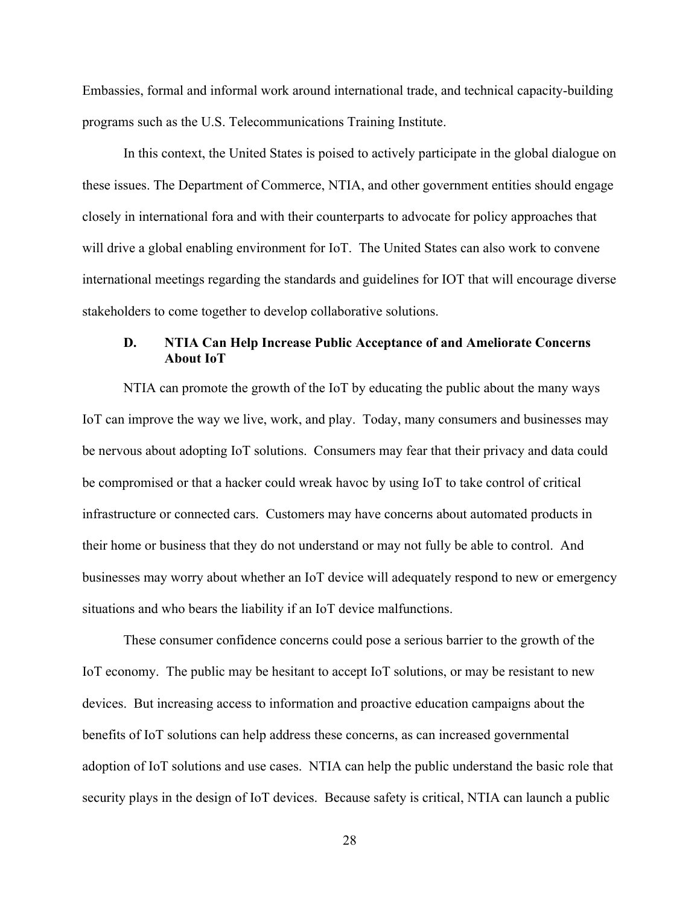Embassies, formal and informal work around international trade, and technical capacity-building programs such as the U.S. Telecommunications Training Institute.

In this context, the United States is poised to actively participate in the global dialogue on these issues. The Department of Commerce, NTIA, and other government entities should engage closely in international fora and with their counterparts to advocate for policy approaches that will drive a global enabling environment for IoT. The United States can also work to convene international meetings regarding the standards and guidelines for IOT that will encourage diverse stakeholders to come together to develop collaborative solutions.

### D. NTIA Can Help Increase Public Acceptance of and Ameliorate Concerns About IoT

NTIA can promote the growth of the IoT by educating the public about the many ways IoT can improve the way we live, work, and play. Today, many consumers and businesses may be nervous about adopting IoT solutions. Consumers may fear that their privacy and data could be compromised or that a hacker could wreak havoc by using IoT to take control of critical infrastructure or connected cars. Customers may have concerns about automated products in their home or business that they do not understand or may not fully be able to control. And businesses may worry about whether an IoT device will adequately respond to new or emergency situations and who bears the liability if an IoT device malfunctions.

These consumer confidence concerns could pose a serious barrier to the growth of the IoT economy. The public may be hesitant to accept IoT solutions, or may be resistant to new devices. But increasing access to information and proactive education campaigns about the benefits of IoT solutions can help address these concerns, as can increased governmental adoption of IoT solutions and use cases. NTIA can help the public understand the basic role that security plays in the design of IoT devices. Because safety is critical, NTIA can launch a public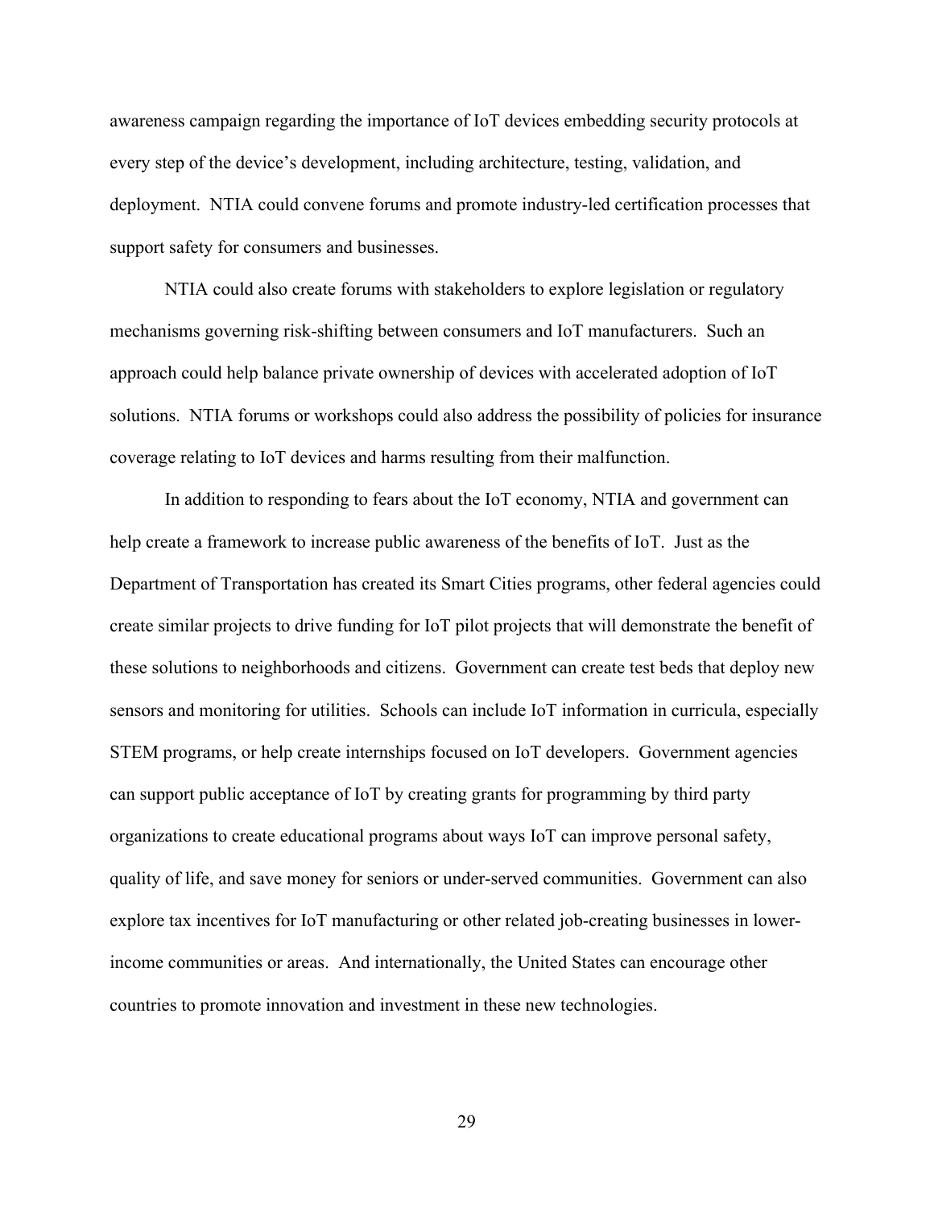awareness campaign regarding the importance of IoT devices embedding security protocols at every step of the device's development, including architecture, testing, validation, and deployment. NTIA could convene forums and promote industry-led certification processes that support safety for consumers and businesses.

NTIA could also create forums with stakeholders to explore legislation or regulatory mechanisms governing risk-shifting between consumers and IoT manufacturers. Such an approach could help balance private ownership of devices with accelerated adoption of IoT solutions. NTIA forums or workshops could also address the possibility of policies for insurance coverage relating to IoT devices and harms resulting from their malfunction.

In addition to responding to fears about the IoT economy, NTIA and government can help create a framework to increase public awareness of the benefits of IoT. Just as the Department of Transportation has created its Smart Cities programs, other federal agencies could create similar projects to drive funding for IoT pilot projects that will demonstrate the benefit of these solutions to neighborhoods and citizens. Government can create test beds that deploy new sensors and monitoring for utilities. Schools can include IoT information in curricula, especially STEM programs, or help create internships focused on IoT developers. Government agencies can support public acceptance of IoT by creating grants for programming by third party organizations to create educational programs about ways IoT can improve personal safety, quality of life, and save money for seniors or under-served communities. Government can also explore tax incentives for IoT manufacturing or other related job-creating businesses in lower-income communities or areas. And internationally, the United States can encourage other countries to promote innovation and investment in these new technologies.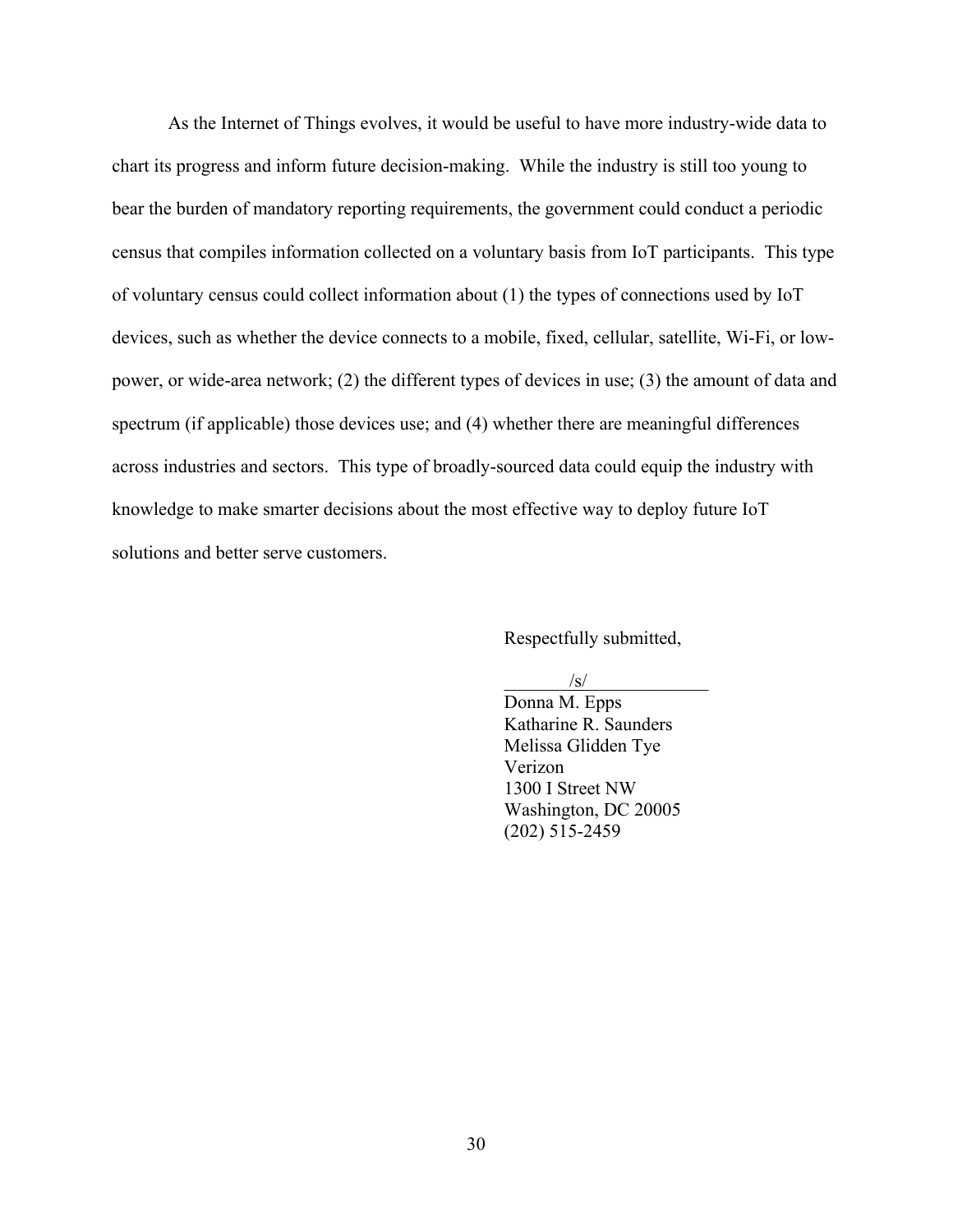As the Internet of Things evolves, it would be useful to have more industry-wide data to chart its progress and inform future decision-making. While the industry is still too young to bear the burden of mandatory reporting requirements, the government could conduct a periodic census that compiles information collected on a voluntary basis from IoT participants. This type of voluntary census could collect information about (1) the types of connections used by IoT devices, such as whether the device connects to a mobile, fixed, cellular, satellite, Wi-Fi, or low-power, or wide-area network; (2) the different types of devices in use; (3) the amount of data and spectrum (if applicable) those devices use; and (4) whether there are meaningful differences across industries and sectors. This type of broadly-sourced data could equip the industry with knowledge to make smarter decisions about the most effective way to deploy future IoT solutions and better serve customers.

Respectfully submitted,

/s/

Donna M. Epps
Katharine R. Saunders
Melissa Glidden Tye
Verizon
1300 I Street NW
Washington, DC 20005
(202) 515-2459